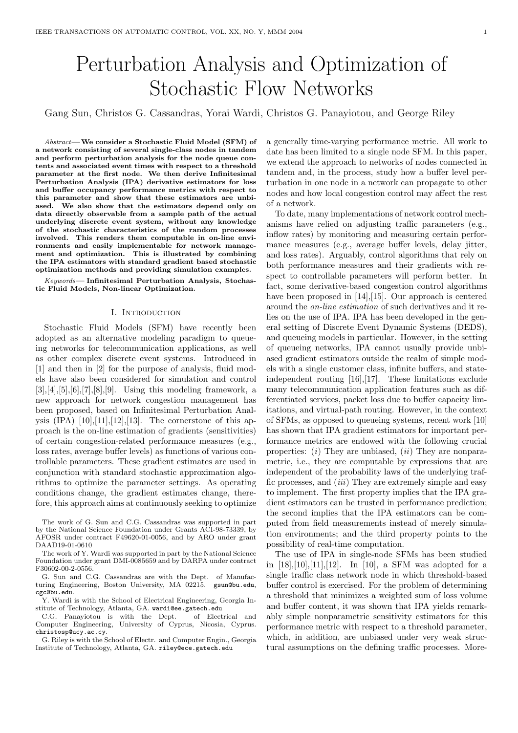# Perturbation Analysis and Optimization of Stochastic Flow Networks

Gang Sun, Christos G. Cassandras, Yorai Wardi, Christos G. Panayiotou, and George Riley

*Abstract*— **We consider a Stochastic Fluid Model (SFM) of a network consisting of several single-class nodes in tandem and perform perturbation analysis for the node queue contents and associated event times with respect to a threshold parameter at the first node. We then derive Infinitesimal Perturbation Analysis (IPA) derivative estimators for loss and buffer occupancy performance metrics with respect to this parameter and show that these estimators are unbiased. We also show that the estimators depend only on data directly observable from a sample path of the actual underlying discrete event system, without any knowledge of the stochastic characteristics of the random processes involved. This renders them computable in on-line environments and easily implementable for network management and optimization. This is illustrated by combining the IPA estimators with standard gradient based stochastic optimization methods and providing simulation examples.**

*Keywords*— **Infinitesimal Perturbation Analysis, Stochastic Fluid Models, Non-linear Optimization.**

## I. Introduction

Stochastic Fluid Models (SFM) have recently been adopted as an alternative modeling paradigm to queueing networks for telecommunication applications, as well as other complex discrete event systems. Introduced in [1] and then in [2] for the purpose of analysis, fluid models have also been considered for simulation and control [3],[4],[5],[6],[7],[8],[9]. Using this modeling framework, a new approach for network congestion management has been proposed, based on Infinitesimal Perturbation Analysis (IPA) [10],[11],[12],[13]. The cornerstone of this approach is the on-line estimation of gradients (sensitivities) of certain congestion-related performance measures (e.g., loss rates, average buffer levels) as functions of various controllable parameters. These gradient estimates are used in conjunction with standard stochastic approximation algorithms to optimize the parameter settings. As operating conditions change, the gradient estimates change, therefore, this approach aims at continuously seeking to optimize a generally time-varying performance metric. All work to date has been limited to a single node SFM. In this paper, we extend the approach to networks of nodes connected in tandem and, in the process, study how a buffer level perturbation in one node in a network can propagate to other nodes and how local congestion control may affect the rest of a network.

To date, many implementations of network control mechanisms have relied on adjusting traffic parameters (e.g., inflow rates) by monitoring and measuring certain performance measures (e.g., average buffer levels, delay jitter, and loss rates). Arguably, control algorithms that rely on both performance measures and their gradients with respect to controllable parameters will perform better. In fact, some derivative-based congestion control algorithms have been proposed in [14],[15]. Our approach is centered around the *on-line estimation* of such derivatives and it relies on the use of IPA. IPA has been developed in the general setting of Discrete Event Dynamic Systems (DEDS), and queueing models in particular. However, in the setting of queueing networks, IPA cannot usually provide unbiased gradient estimators outside the realm of simple models with a single customer class, infinite buffers, and state-independent routing [16],[17]. These limitations exclude many telecommunication application features such as differentiated services, packet loss due to buffer capacity limitations, and virtual-path routing. However, in the context of SFMs, as opposed to queueing systems, recent work [10] has shown that IPA gradient estimators for important performance metrics are endowed with the following crucial properties: (*i*) They are unbiased, (*ii*) They are nonparametric, i.e., they are computable by expressions that are independent of the probability laws of the underlying traffic processes, and (*iii*) They are extremely simple and easy to implement. The first property implies that the IPA gradient estimators can be trusted in performance prediction; the second implies that the IPA estimators can be computed from field measurements instead of merely simulation environments; and the third property points to the possibility of real-time computation.

The use of IPA in single-node SFMs has been studied in [18],[10],[11],[12]. In [10], a SFM was adopted for a single traffic class network node in which threshold-based buffer control is exercised. For the problem of determining a threshold that minimizes a weighted sum of loss volume and buffer content, it was shown that IPA yields remarkably simple nonparametric sensitivity estimators for this performance metric with respect to a threshold parameter, which, in addition, are unbiased under very weak structural assumptions on the defining traffic processes. More-

The work of G. Sun and C.G. Cassandras was supported in part by the National Science Foundation under Grants ACI-98-73339, by AFOSR under contract F49620-01-0056, and by ARO under grant DAAD19-01-0610

The work of Y. Wardi was supported in part by the National Science Foundation under grant DMI-0085659 and by DARPA under contract F30602-00-2-0556.

G. Sun and C.G. Cassandras are with the Dept. of Manufacturing Engineering, Boston University, MA 02215. gsun@bu.edu, cgc@bu.edu.

Y. Wardi is with the School of Electrical Engineering, Georgia Institute of Technology, Atlanta, GA. wardi@ee.gatech.edu

C.G. Panayiotou is with the Dept. of Electrical and Computer Engineering, University of Cyprus, Nicosia, Cyprus. christosp@ucy.ac.cy.

G. Riley is with the School of Electr. and Computer Engin., Georgia Institute of Technology, Atlanta, GA. riley@ece.gatech.edu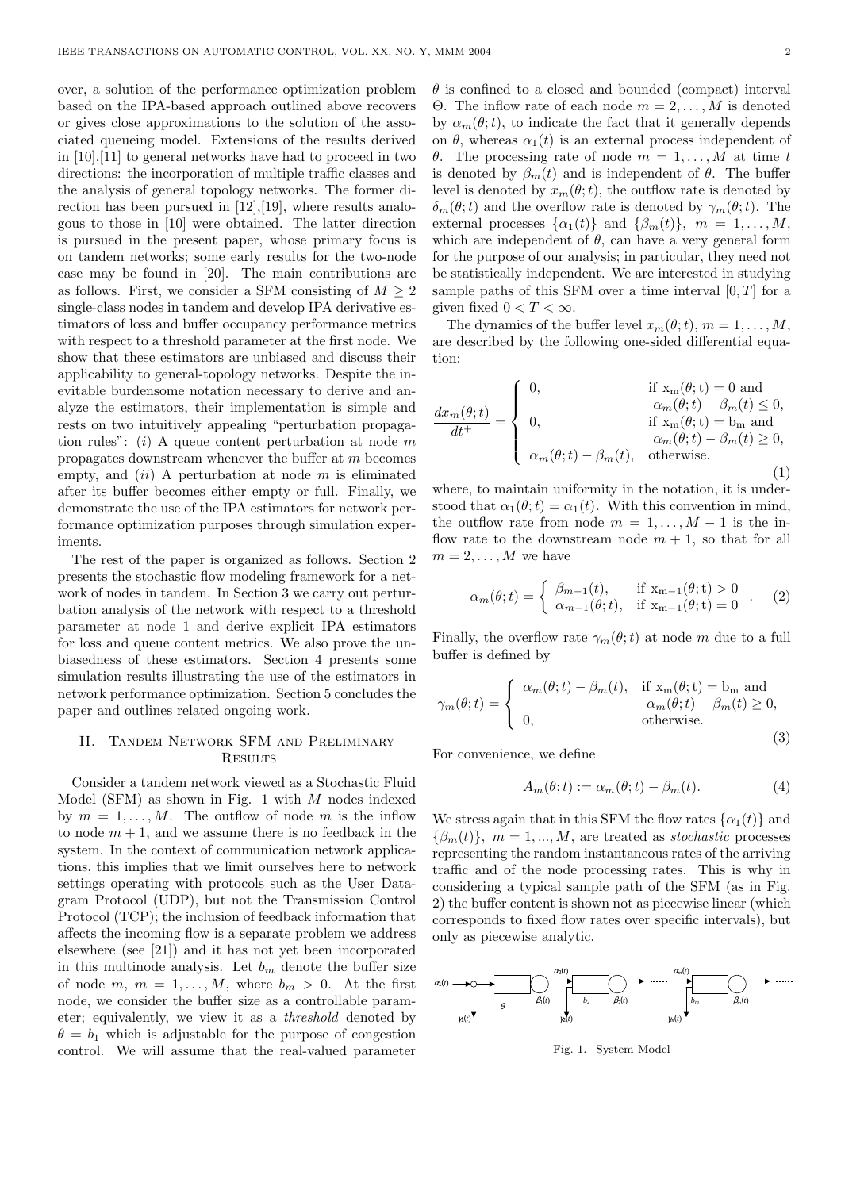over, a solution of the performance optimization problem based on the IPA-based approach outlined above recovers or gives close approximations to the solution of the associated queueing model. Extensions of the results derived in [10],[11] to general networks have had to proceed in two directions: the incorporation of multiple traffic classes and the analysis of general topology networks. The former direction has been pursued in [12],[19], where results analogous to those in [10] were obtained. The latter direction is pursued in the present paper, whose primary focus is on tandem networks; some early results for the two-node case may be found in [20]. The main contributions are as follows. First, we consider a SFM consisting of $M \geq 2$ single-class nodes in tandem and develop IPA derivative estimators of loss and buffer occupancy performance metrics with respect to a threshold parameter at the first node. We show that these estimators are unbiased and discuss their applicability to general-topology networks. Despite the inevitable burdensome notation necessary to derive and analyze the estimators, their implementation is simple and rests on two intuitively appealing "perturbation propagation rules": $(i)$ A queue content perturbation at node $m$ propagates downstream whenever the buffer at $m$ becomes empty, and $(ii)$ A perturbation at node $m$ is eliminated after its buffer becomes either empty or full. Finally, we demonstrate the use of the IPA estimators for network performance optimization purposes through simulation experiments.

The rest of the paper is organized as follows. Section 2 presents the stochastic flow modeling framework for a network of nodes in tandem. In Section 3 we carry out perturbation analysis of the network with respect to a threshold parameter at node 1 and derive explicit IPA estimators for loss and queue content metrics. We also prove the unbiasedness of these estimators. Section 4 presents some simulation results illustrating the use of the estimators in network performance optimization. Section 5 concludes the paper and outlines related ongoing work.

## II. Tandem Network SFM and Preliminary Results

Consider a tandem network viewed as a Stochastic Fluid Model (SFM) as shown in Fig. 1 with $M$ nodes indexed by $m = 1, \ldots, M$. The outflow of node $m$ is the inflow to node $m+1$, and we assume there is no feedback in the system. In the context of communication network applications, this implies that we limit ourselves here to network settings operating with protocols such as the User Datagram Protocol (UDP), but not the Transmission Control Protocol (TCP); the inclusion of feedback information that affects the incoming flow is a separate problem we address elsewhere (see [21]) and it has not yet been incorporated in this multinode analysis. Let $b_m$ denote the buffer size of node $m$, $m = 1, \ldots, M$, where $b_m > 0$. At the first node, we consider the buffer size as a controllable parameter; equivalently, we view it as a *threshold* denoted by $\theta = b_1$ which is adjustable for the purpose of congestion control. We will assume that the real-valued parameter $\theta$ is confined to a closed and bounded (compact) interval $\Theta$. The inflow rate of each node $m = 2, \ldots, M$ is denoted by $\alpha_m(\theta; t)$, to indicate the fact that it generally depends on $\theta$, whereas $\alpha_1(t)$ is an external process independent of $\theta$. The processing rate of node $m = 1, \ldots, M$ at time $t$ is denoted by $\beta_m(t)$ and is independent of $\theta$. The buffer level is denoted by $x_m(\theta; t)$, the outflow rate is denoted by $\delta_m(\theta; t)$ and the overflow rate is denoted by $\gamma_m(\theta; t)$. The external processes $\{\alpha_1(t)\}$ and $\{\beta_m(t)\}$, $m = 1, \ldots, M$, which are independent of $\theta$, can have a very general form for the purpose of our analysis; in particular, they need not be statistically independent. We are interested in studying sample paths of this SFM over a time interval $[0, T]$ for a given fixed $0 < T < \infty$.

The dynamics of the buffer level $x_m(\theta; t)$, $m = 1, \ldots, M$, are described by the following one-sided differential equation:

$$\frac{dx_m(\theta;t)}{dt^+} = \begin{cases} 0, & \text{if } x_m(\theta;t) = 0 \text{ and} \\ & \quad \alpha_m(\theta;t) - \beta_m(t) \leq 0, \\ 0, & \text{if } x_m(\theta;t) = b_m \text{ and} \\ & \quad \alpha_m(\theta;t) - \beta_m(t) \geq 0, \\ \alpha_m(\theta;t) - \beta_m(t), & \text{otherwise.} \end{cases} \quad (1)$$

where, to maintain uniformity in the notation, it is understood that $\alpha_1(\theta; t) = \alpha_1(t)$. With this convention in mind, the outflow rate from node $m = 1, \ldots, M-1$ is the inflow rate to the downstream node $m+1$, so that for all $m = 2, \ldots, M$ we have

$$\alpha_m(\theta;t) = \begin{cases} \beta_{m-1}(t), & \text{if } x_{m-1}(\theta;t) > 0 \\ \alpha_{m-1}(\theta;t), & \text{if } x_{m-1}(\theta;t) = 0 \end{cases}. \quad (2)$$

Finally, the overflow rate $\gamma_m(\theta; t)$ at node $m$ due to a full buffer is defined by

$$\gamma_m(\theta;t) = \begin{cases} \alpha_m(\theta;t) - \beta_m(t), & \text{if } x_m(\theta;t) = b_m \text{ and} \\ & \quad \alpha_m(\theta;t) - \beta_m(t) \geq 0, \\ 0, & \text{otherwise.} \end{cases} \quad (3)$$

For convenience, we define

$$A_m(\theta;t) := \alpha_m(\theta;t) - \beta_m(t). \quad (4)$$

We stress again that in this SFM the flow rates $\{\alpha_1(t)\}$ and $\{\beta_m(t)\}$, $m = 1, \ldots, M$, are treated as *stochastic* processes representing the random instantaneous rates of the arriving traffic and of the node processing rates. This is why in considering a typical sample path of the SFM (as in Fig. 2) the buffer content is shown not as piecewise linear (which corresponds to fixed flow rates over specific intervals), but only as piecewise analytic.

Fig. 1. System Model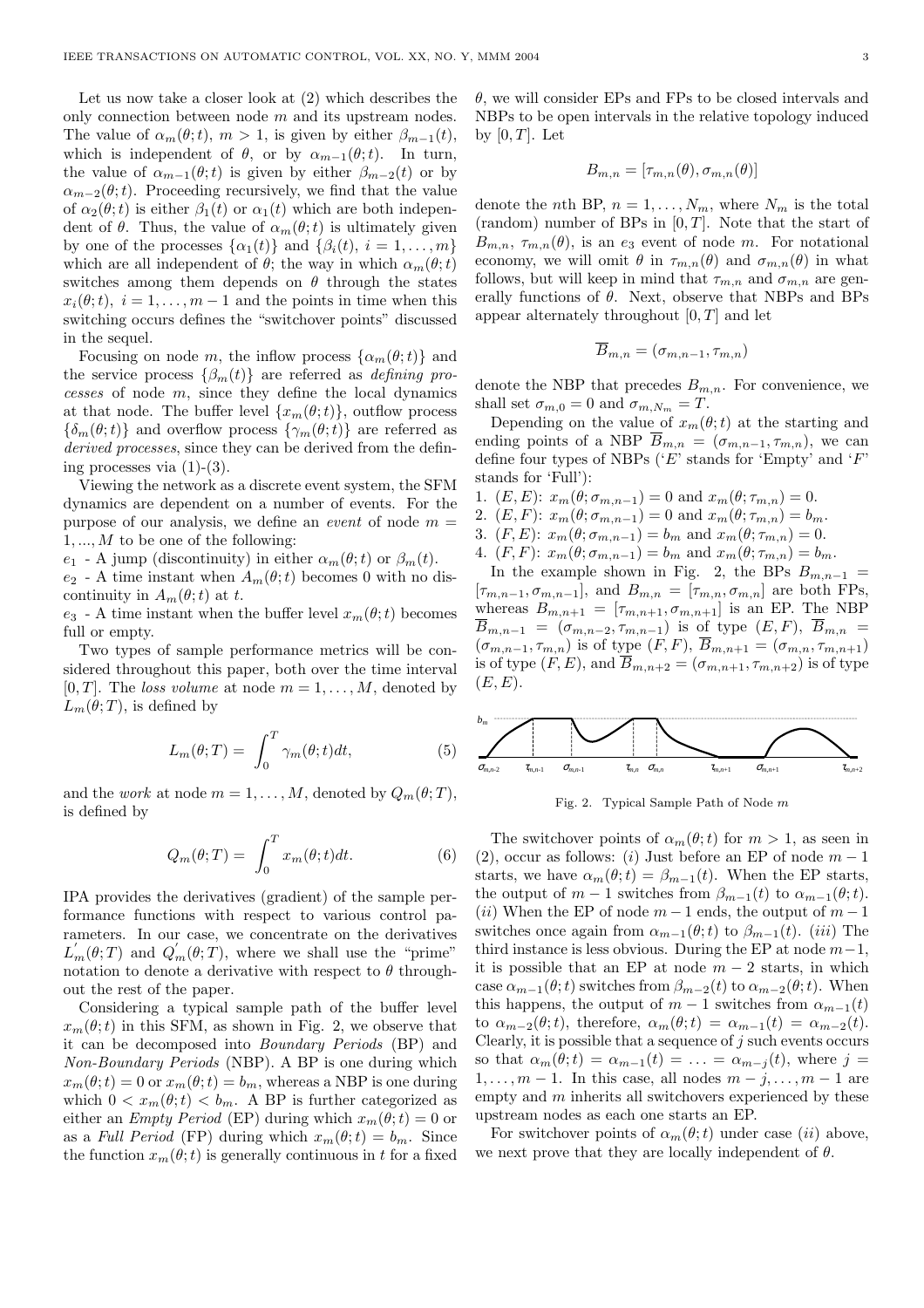Let us now take a closer look at (2) which describes the only connection between node $m$ and its upstream nodes. The value of $\alpha_m(\theta;t)$, $m>1$, is given by either $\beta_{m-1}(t)$, which is independent of $\theta$, or by $\alpha_{m-1}(\theta;t)$. In turn, the value of $\alpha_{m-1}(\theta;t)$ is given by either $\beta_{m-2}(t)$ or by $\alpha_{m-2}(\theta;t)$. Proceeding recursively, we find that the value of $\alpha_2(\theta;t)$ is either $\beta_1(t)$ or $\alpha_1(t)$ which are both independent of $\theta$. Thus, the value of $\alpha_m(\theta;t)$ is ultimately given by one of the processes $\{\alpha_1(t)\}$ and $\{\beta_i(t),\ i=1,\ldots,m\}$ which are all independent of $\theta$; the way in which $\alpha_m(\theta;t)$ switches among them depends on $\theta$ through the states $x_i(\theta;t)$, $i=1,\ldots,m-1$ and the points in time when this switching occurs defines the "switchover points" discussed in the sequel.

Focusing on node $m$, the inflow process $\{\alpha_m(\theta;t)\}$ and the service process $\{\beta_m(t)\}$ are referred as *defining processes* of node $m$, since they define the local dynamics at that node. The buffer level $\{x_m(\theta;t)\}$, outflow process $\{\delta_m(\theta;t)\}$ and overflow process $\{\gamma_m(\theta;t)\}$ are referred as *derived processes*, since they can be derived from the defining processes via (1)-(3).

Viewing the network as a discrete event system, the SFM dynamics are dependent on a number of events. For the purpose of our analysis, we define an *event* of node $m=1,...,M$ to be one of the following:

$e_1$ - A jump (discontinuity) in either $\alpha_m(\theta;t)$ or $\beta_m(t)$.

$e_2$ - A time instant when $A_m(\theta;t)$ becomes 0 with no discontinuity in $A_m(\theta;t)$ at $t$.

$e_3$ - A time instant when the buffer level $x_m(\theta;t)$ becomes full or empty.

Two types of sample performance metrics will be considered throughout this paper, both over the time interval $[0,T]$. The *loss volume* at node $m=1,\ldots,M$, denoted by $L_m(\theta;T)$, is defined by

$$L_m(\theta;T)=\int_0^T \gamma_m(\theta;t)dt, \tag{5}$$

and the *work* at node $m=1,\ldots,M$, denoted by $Q_m(\theta;T)$, is defined by

$$Q_m(\theta;T)=\int_0^T x_m(\theta;t)dt. \tag{6}$$

IPA provides the derivatives (gradient) of the sample performance functions with respect to various control parameters. In our case, we concentrate on the derivatives $L_m^{'}(\theta;T)$ and $Q_m^{'}(\theta;T)$, where we shall use the "prime" notation to denote a derivative with respect to $\theta$ throughout the rest of the paper.

Considering a typical sample path of the buffer level $x_m(\theta;t)$ in this SFM, as shown in Fig. 2, we observe that it can be decomposed into *Boundary Periods* (BP) and *Non-Boundary Periods* (NBP). A BP is one during which $x_m(\theta;t)=0$ or $x_m(\theta;t)=b_m$, whereas a NBP is one during which $0<x_m(\theta;t)<b_m$. A BP is further categorized as either an *Empty Period* (EP) during which $x_m(\theta;t)=0$ or as a *Full Period* (FP) during which $x_m(\theta;t)=b_m$. Since the function $x_m(\theta;t)$ is generally continuous in $t$ for a fixed $\theta$, we will consider EPs and FPs to be closed intervals and NBPs to be open intervals in the relative topology induced by $[0,T]$. Let

$$B_{m,n}=[\tau_{m,n}(\theta),\sigma_{m,n}(\theta)]$$

denote the $n$th BP, $n=1,\ldots,N_m$, where $N_m$ is the total (random) number of BPs in $[0,T]$. Note that the start of $B_{m,n}$, $\tau_{m,n}(\theta)$, is an $e_3$ event of node $m$. For notational economy, we will omit $\theta$ in $\tau_{m,n}(\theta)$ and $\sigma_{m,n}(\theta)$ in what follows, but will keep in mind that $\tau_{m,n}$ and $\sigma_{m,n}$ are generally functions of $\theta$. Next, observe that NBPs and BPs appear alternately throughout $[0,T]$ and let

$$\overline{B}_{m,n}=(\sigma_{m,n-1},\tau_{m,n})$$

denote the NBP that precedes $B_{m,n}$. For convenience, we shall set $\sigma_{m,0}=0$ and $\sigma_{m,N_m}=T$.

Depending on the value of $x_m(\theta;t)$ at the starting and ending points of a NBP $\overline{B}_{m,n}=(\sigma_{m,n-1},\tau_{m,n})$, we can define four types of NBPs ('$E$' stands for 'Empty' and '$F$' stands for 'Full'):

1. $(E,E)$: $x_m(\theta;\sigma_{m,n-1})=0$ and $x_m(\theta;\tau_{m,n})=0$.
2. $(E,F)$: $x_m(\theta;\sigma_{m,n-1})=0$ and $x_m(\theta;\tau_{m,n})=b_m$.
3. $(F,E)$: $x_m(\theta;\sigma_{m,n-1})=b_m$ and $x_m(\theta;\tau_{m,n})=0$.
4. $(F,F)$: $x_m(\theta;\sigma_{m,n-1})=b_m$ and $x_m(\theta;\tau_{m,n})=b_m$.

In the example shown in Fig. 2, the BPs $B_{m,n-1}=[\tau_{m,n-1},\sigma_{m,n-1}]$, and $B_{m,n}=[\tau_{m,n},\sigma_{m,n}]$ are both FPs, whereas $B_{m,n+1}=[\tau_{m,n+1},\sigma_{m,n+1}]$ is an EP. The NBP $\overline{B}_{m,n-1}=(\sigma_{m,n-2},\tau_{m,n-1})$ is of type $(E,F)$, $\overline{B}_{m,n}=(\sigma_{m,n-1},\tau_{m,n})$ is of type $(F,F)$, $\overline{B}_{m,n+1}=(\sigma_{m,n},\tau_{m,n+1})$ is of type $(F,E)$, and $\overline{B}_{m,n+2}=(\sigma_{m,n+1},\tau_{m,n+2})$ is of type $(E,E)$.

Fig. 2. Typical Sample Path of Node $m$

The switchover points of $\alpha_m(\theta;t)$ for $m>1$, as seen in (2), occur as follows: $(i)$ Just before an EP of node $m-1$ starts, we have $\alpha_m(\theta;t)=\beta_{m-1}(t)$. When the EP starts, the output of $m-1$ switches from $\beta_{m-1}(t)$ to $\alpha_{m-1}(\theta;t)$. $(ii)$ When the EP of node $m-1$ ends, the output of $m-1$ switches once again from $\alpha_{m-1}(\theta;t)$ to $\beta_{m-1}(t)$. $(iii)$ The third instance is less obvious. During the EP at node $m-1$, it is possible that an EP at node $m-2$ starts, in which case $\alpha_{m-1}(\theta;t)$ switches from $\beta_{m-2}(t)$ to $\alpha_{m-2}(\theta;t)$. When this happens, the output of $m-1$ switches from $\alpha_{m-1}(t)$ to $\alpha_{m-2}(\theta;t)$, therefore, $\alpha_m(\theta;t)=\alpha_{m-1}(t)=\alpha_{m-2}(t)$. Clearly, it is possible that a sequence of $j$ such events occurs so that $\alpha_m(\theta;t)=\alpha_{m-1}(t)=\ldots=\alpha_{m-j}(t)$, where $j=1,\ldots,m-1$. In this case, all nodes $m-j,\ldots,m-1$ are empty and $m$ inherits all switchovers experienced by these upstream nodes as each one starts an EP.

For switchover points of $\alpha_m(\theta;t)$ under case $(ii)$ above, we next prove that they are locally independent of $\theta$.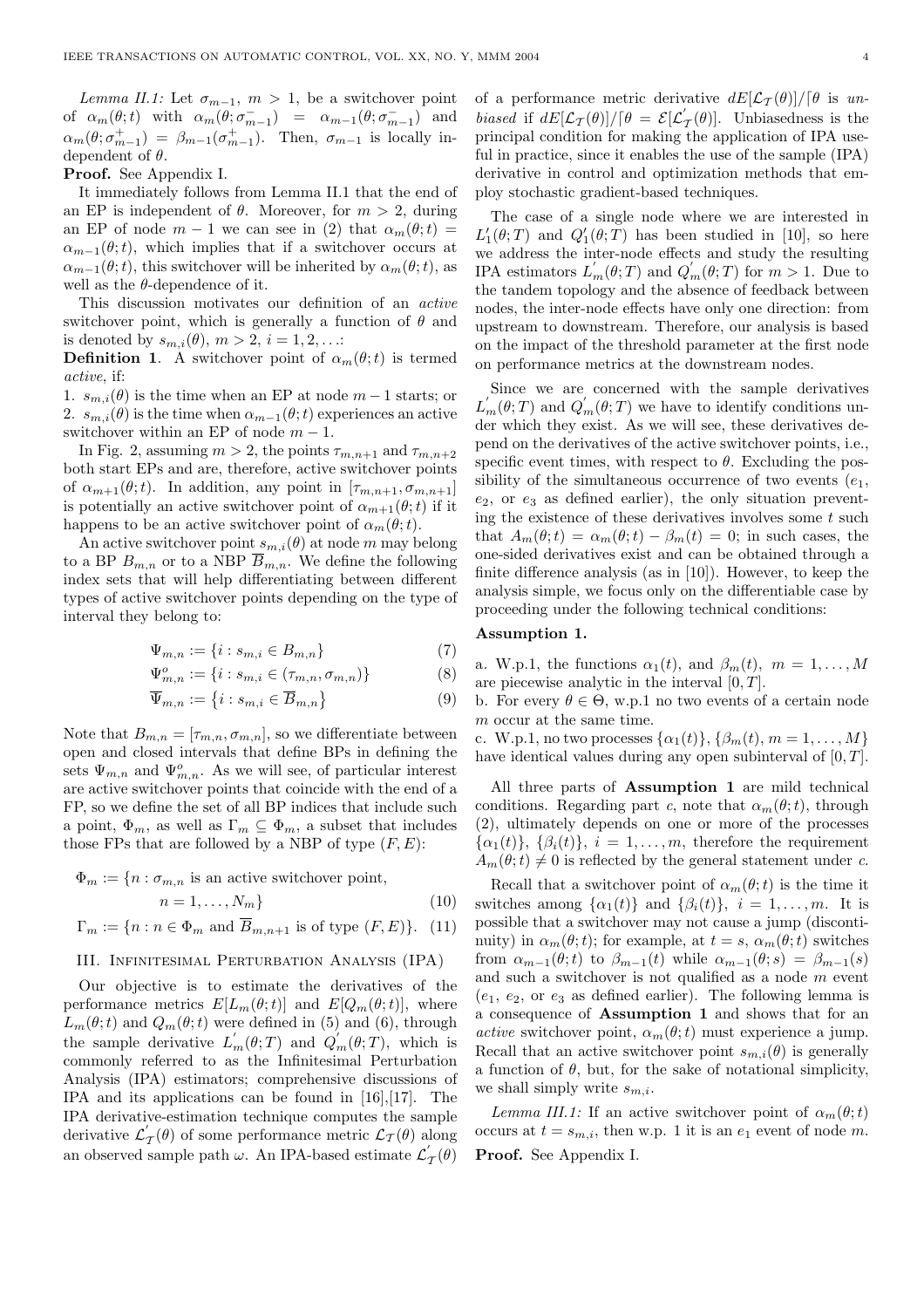*Lemma II.1:* Let $\sigma_{m-1}$, $m > 1$, be a switchover point of $\alpha_m(\theta;t)$ with $\alpha_m(\theta;\sigma_{m-1}^-) = \alpha_{m-1}(\theta;\sigma_{m-1}^-)$ and $\alpha_m(\theta;\sigma_{m-1}^+) = \beta_{m-1}(\sigma_{m-1}^+)$. Then, $\sigma_{m-1}$ is locally independent of $\theta$.

**Proof.** See Appendix I.

It immediately follows from Lemma II.1 that the end of an EP is independent of $\theta$. Moreover, for $m > 2$, during an EP of node $m-1$ we can see in (2) that $\alpha_m(\theta;t) = \alpha_{m-1}(\theta;t)$, which implies that if a switchover occurs at $\alpha_{m-1}(\theta;t)$, this switchover will be inherited by $\alpha_m(\theta;t)$, as well as the $\theta$-dependence of it.

This discussion motivates our definition of an *active* switchover point, which is generally a function of $\theta$ and is denoted by $s_{m,i}(\theta)$, $m > 2$, $i = 1, 2, \ldots$:

**Definition 1**. A switchover point of $\alpha_m(\theta;t)$ is termed *active*, if:

1. $s_{m,i}(\theta)$ is the time when an EP at node $m-1$ starts; or
2. $s_{m,i}(\theta)$ is the time when $\alpha_{m-1}(\theta;t)$ experiences an active switchover within an EP of node $m-1$.

In Fig. 2, assuming $m > 2$, the points $\tau_{m,n+1}$ and $\tau_{m,n+2}$ both start EPs and are, therefore, active switchover points of $\alpha_{m+1}(\theta;t)$. In addition, any point in $[\tau_{m,n+1}, \sigma_{m,n+1}]$ is potentially an active switchover point of $\alpha_{m+1}(\theta;t)$ if it happens to be an active switchover point of $\alpha_m(\theta;t)$.

An active switchover point $s_{m,i}(\theta)$ at node $m$ may belong to a BP $B_{m,n}$ or to a NBP $\overline{B}_{m,n}$. We define the following index sets that will help differentiating between different types of active switchover points depending on the type of interval they belong to:

$$\Psi_{m,n} := \{i : s_{m,i} \in B_{m,n}\} \tag{7}$$

$$\Psi_{m,n}^o := \{i : s_{m,i} \in (\tau_{m,n}, \sigma_{m,n})\} \tag{8}$$

$$\overline{\Psi}_{m,n} := \left\{i : s_{m,i} \in \overline{B}_{m,n}\right\} \tag{9}$$

Note that $B_{m,n} = [\tau_{m,n}, \sigma_{m,n}]$, so we differentiate between open and closed intervals that define BPs in defining the sets $\Psi_{m,n}$ and $\Psi_{m,n}^o$. As we will see, of particular interest are active switchover points that coincide with the end of a FP, so we define the set of all BP indices that include such a point, $\Phi_m$, as well as $\Gamma_m \subseteq \Phi_m$, a subset that includes those FPs that are followed by a NBP of type $(F, E)$:

$$\Phi_m := \{n : \sigma_{m,n} \text{ is an active switchover point}, \quad n = 1, \ldots, N_m\} \tag{10}$$

$$\Gamma_m := \{n : n \in \Phi_m \text{ and } \overline{B}_{m,n+1} \text{ is of type } (F, E)\}. \tag{11}$$

## III. Infinitesimal Perturbation Analysis (IPA)

Our objective is to estimate the derivatives of the performance metrics $E[L_m(\theta;t)]$ and $E[Q_m(\theta;t)]$, where $L_m(\theta;t)$ and $Q_m(\theta;t)$ were defined in (5) and (6), through the sample derivative $L_m^{'}(\theta;T)$ and $Q_m^{'}(\theta;T)$, which is commonly referred to as the Infinitesimal Perturbation Analysis (IPA) estimators; comprehensive discussions of IPA and its applications can be found in [16],[17]. The IPA derivative-estimation technique computes the sample derivative $\mathcal{L}_{\mathcal{T}}^{'}(\theta)$ of some performance metric $\mathcal{L}_{\mathcal{T}}(\theta)$ along an observed sample path $\omega$. An IPA-based estimate $\mathcal{L}_{\mathcal{T}}^{'}(\theta)$ of a performance metric derivative $dE[\mathcal{L}_{\mathcal{T}}(\theta)]/\lceil\theta$ is *unbiased* if $dE[\mathcal{L}_{\mathcal{T}}(\theta)]/\lceil\theta = \mathcal{E}[\mathcal{L}_{\mathcal{T}}^{'}(\theta)]$. Unbiasedness is the principal condition for making the application of IPA useful in practice, since it enables the use of the sample (IPA) derivative in control and optimization methods that employ stochastic gradient-based techniques.

The case of a single node where we are interested in $L_1^{'}(\theta;T)$ and $Q_1^{'}(\theta;T)$ has been studied in [10], so here we address the inter-node effects and study the resulting IPA estimators $L_m^{'}(\theta;T)$ and $Q_m^{'}(\theta;T)$ for $m > 1$. Due to the tandem topology and the absence of feedback between nodes, the inter-node effects have only one direction: from upstream to downstream. Therefore, our analysis is based on the impact of the threshold parameter at the first node on performance metrics at the downstream nodes.

Since we are concerned with the sample derivatives $L_m^{'}(\theta;T)$ and $Q_m^{'}(\theta;T)$ we have to identify conditions under which they exist. As we will see, these derivatives depend on the derivatives of the active switchover points, i.e., specific event times, with respect to $\theta$. Excluding the possibility of the simultaneous occurrence of two events ($e_1$, $e_2$, or $e_3$ as defined earlier), the only situation preventing the existence of these derivatives involves some $t$ such that $A_m(\theta;t) = \alpha_m(\theta;t) - \beta_m(t) = 0$; in such cases, the one-sided derivatives exist and can be obtained through a finite difference analysis (as in [10]). However, to keep the analysis simple, we focus only on the differentiable case by proceeding under the following technical conditions:

**Assumption 1.**

a. W.p.1, the functions $\alpha_1(t)$, and $\beta_m(t)$, $m = 1, \ldots, M$ are piecewise analytic in the interval $[0, T]$.

b. For every $\theta \in \Theta$, w.p.1 no two events of a certain node $m$ occur at the same time.

c. W.p.1, no two processes $\{\alpha_1(t)\}$, $\{\beta_m(t), m = 1, \ldots, M\}$ have identical values during any open subinterval of $[0, T]$.

All three parts of **Assumption 1** are mild technical conditions. Regarding part *c*, note that $\alpha_m(\theta;t)$, through (2), ultimately depends on one or more of the processes $\{\alpha_1(t)\}$, $\{\beta_i(t)\}$, $i = 1, \ldots, m$, therefore the requirement $A_m(\theta;t) \neq 0$ is reflected by the general statement under *c*.

Recall that a switchover point of $\alpha_m(\theta;t)$ is the time it switches among $\{\alpha_1(t)\}$ and $\{\beta_i(t)\}$, $i = 1, \ldots, m$. It is possible that a switchover may not cause a jump (discontinuity) in $\alpha_m(\theta;t)$; for example, at $t = s$, $\alpha_m(\theta;t)$ switches from $\alpha_{m-1}(\theta;t)$ to $\beta_{m-1}(t)$ while $\alpha_{m-1}(\theta;s) = \beta_{m-1}(s)$ and such a switchover is not qualified as a node $m$ event ($e_1$, $e_2$, or $e_3$ as defined earlier). The following lemma is a consequence of **Assumption 1** and shows that for an *active* switchover point, $\alpha_m(\theta;t)$ must experience a jump. Recall that an active switchover point $s_{m,i}(\theta)$ is generally a function of $\theta$, but, for the sake of notational simplicity, we shall simply write $s_{m,i}$.

*Lemma III.1:* If an active switchover point of $\alpha_m(\theta;t)$ occurs at $t = s_{m,i}$, then w.p. 1 it is an $e_1$ event of node $m$.

**Proof.** See Appendix I.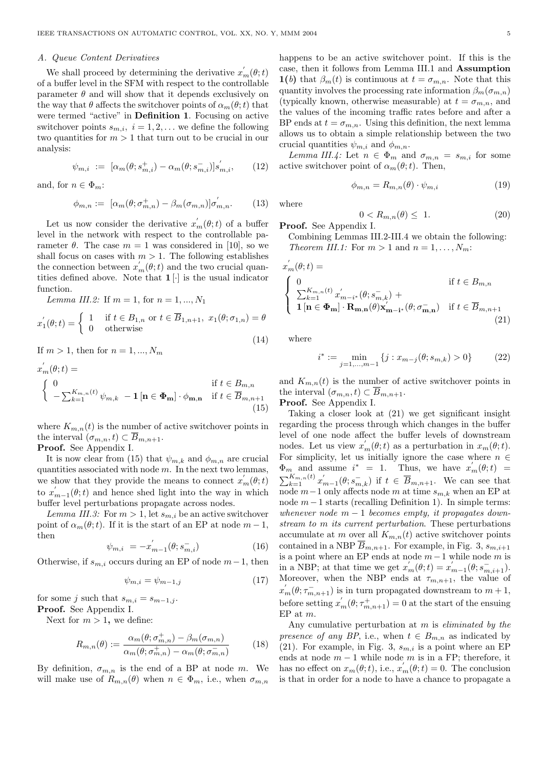### A. Queue Content Derivatives

We shall proceed by determining the derivative $x_m^{'}(\theta;t)$ of a buffer level in the SFM with respect to the controllable parameter $\theta$ and will show that it depends exclusively on the way that $\theta$ affects the switchover points of $\alpha_m(\theta;t)$ that were termed "active" in **Definition 1**. Focusing on active switchover points $s_{m,i},\ i=1,2,\ldots$ we define the following two quantities for $m>1$ that turn out to be crucial in our analysis:

$$\psi_{m,i} \ :=\ [\alpha_m(\theta;s_{m,i}^{+}) - \alpha_m(\theta;s_{m,i}^{-})]s_{m,i}^{'}, \tag{12}$$

and, for $n \in \Phi_m$:

$$\phi_{m,n} := \ [\alpha_m(\theta;\sigma_{m,n}^{+}) - \beta_m(\sigma_{m,n})]\sigma_{m,n}^{'}. \tag{13}$$

Let us now consider the derivative $x_m^{'}(\theta;t)$ of a buffer level in the network with respect to the controllable parameter $\theta$. The case $m=1$ was considered in [10], so we shall focus on cases with $m>1$. The following establishes the connection between $x_m^{'}(\theta;t)$ and the two crucial quantities defined above. Note that $\mathbf{1}[\cdot]$ is the usual indicator function.

*Lemma III.2:* If $m=1$, for $n=1,...,N_1$

$$x_1^{'}(\theta;t) = \begin{cases} 1 & \text{if } t\in B_{1,n} \text{ or } t\in \overline{B}_{1,n+1},\ x_1(\theta;\sigma_{1,n}) = \theta \\ 0 & \text{otherwise} \end{cases} \tag{14}$$

If $m>1$, then for $n=1,...,N_m$

$$x_m^{'}(\theta;t) = \begin{cases} 0 & \text{if } t\in B_{m,n} \\ -\sum_{k=1}^{K_{m,n}(t)}\psi_{m,k}\ -\mathbf{1}\left[\mathbf{n}\in\mathbf{\Phi_m}\right]\cdot\phi_{\mathbf{m},\mathbf{n}} & \text{if } t\in\overline{B}_{m,n+1} \end{cases} \tag{15}$$

where $K_{m,n}(t)$ is the number of active switchover points in the interval $(\sigma_{m,n},t)\subset\overline{B}_{m,n+1}$.

**Proof.** See Appendix I.

It is now clear from (15) that $\psi_{m,k}$ and $\phi_{m,n}$ are crucial quantities associated with node $m$. In the next two lemmas, we show that they provide the means to connect $x_m^{'}(\theta;t)$ to $x_{m-1}^{'}(\theta;t)$ and hence shed light into the way in which buffer level perturbations propagate across nodes.

*Lemma III.3:* For $m>1$, let $s_{m,i}$ be an active switchover point of $\alpha_m(\theta;t)$. If it is the start of an EP at node $m-1$, then

$$\psi_{m,i}\ = -x_{m-1}^{'}(\theta;s_{m,i}^{-}) \tag{16}$$

Otherwise, if $s_{m,i}$ occurs during an EP of node $m-1$, then

$$\psi_{m,i} = \psi_{m-1,j} \tag{17}$$

for some $j$ such that $s_{m,i}=s_{m-1,j}$.

**Proof.** See Appendix I.

Next for $m>1$**,** we define:

$$R_{m,n}(\theta) := \frac{\alpha_m(\theta;\sigma_{m,n}^{+}) - \beta_m(\sigma_{m,n})}{\alpha_m(\theta;\sigma_{m,n}^{+}) - \alpha_m(\theta;\sigma_{m,n}^{-})} \tag{18}$$

By definition, $\sigma_{m,n}$ is the end of a BP at node $m$. We will make use of $R_{m,n}(\theta)$ when $n\in\Phi_m$, i.e., when $\sigma_{m,n}$ happens to be an active switchover point. If this is the case, then it follows from Lemma III.1 and **Assumption 1**(*b*) that $\beta_m(t)$ is continuous at $t=\sigma_{m,n}$. Note that this quantity involves the processing rate information $\beta_m(\sigma_{m,n})$ (typically known, otherwise measurable) at $t=\sigma_{m,n}$, and the values of the incoming traffic rates before and after a BP ends at $t=\sigma_{m,n}$. Using this definition, the next lemma allows us to obtain a simple relationship between the two crucial quantities $\psi_{m,i}$ and $\phi_{m,n}$.

*Lemma III.4:* Let $n\in\Phi_m$ and $\sigma_{m,n}=s_{m,i}$ for some active switchover point of $\alpha_m(\theta;t)$. Then,

$$\phi_{m,n} = R_{m,n}(\theta)\cdot\psi_{m,i} \tag{19}$$

where

$$0 < R_{m,n}(\theta) \leq \ 1. \tag{20}$$

**Proof.** See Appendix I.

Combining Lemmas III.2-III.4 we obtain the following:

*Theorem III.1:* For $m>1$ and $n=1,\ldots,N_m$:

$$x_m^{'}(\theta;t) = \begin{cases} 0 & \text{if } t\in B_{m,n} \\ \sum_{k=1}^{K_{m,n}(t)} x_{m-i^*}^{'}(\theta;s_{m,k}^{-}) + \\ \mathbf{1}\left[\mathbf{n}\in\mathbf{\Phi_m}\right]\cdot\mathbf{R_{m,n}}(\theta)\mathbf{x}_{\mathbf{m-i^*}}^{'}(\theta;\sigma_{\mathbf{m,n}}^{-}) & \text{if } t\in\overline{B}_{m,n+1} \end{cases} \tag{21}$$

where

$$i^* := \min_{j=1,\ldots,m-1}\{j : x_{m-j}(\theta;s_{m,k})>0\} \tag{22}$$

and $K_{m,n}(t)$ is the number of active switchover points in the interval $(\sigma_{m,n},t)\subset\overline{B}_{m,n+1}$.

**Proof.** See Appendix I.

Taking a closer look at (21) we get significant insight regarding the process through which changes in the buffer level of one node affect the buffer levels of downstream nodes. Let us view $x_m^{'}(\theta;t)$ as a perturbation in $x_m(\theta;t)$. For simplicity, let us initially ignore the case where $n\in\Phi_m$ and assume $i^*=1$. Thus, we have $x_m^{'}(\theta;t)=\sum_{k=1}^{K_{m,n}(t)}x_{m-1}^{'}(\theta;s_{m,k}^{-})$ if $t\in\overline{B}_{m,n+1}$. We can see that node $m-1$ only affects node $m$ at time $s_{m,k}$ when an EP at node $m-1$ starts (recalling Definition 1). In simple terms: *whenever node $m-1$ becomes empty, it propagates downstream to $m$ its current perturbation*. These perturbations accumulate at $m$ over all $K_{m,n}(t)$ active switchover points contained in a NBP $\overline{B}_{m,n+1}$. For example, in Fig. 3, $s_{m,i+1}$ is a point where an EP ends at node $m-1$ while node $m$ is in a NBP; at that time we get $x_m^{'}(\theta;t)=x_{m-1}^{'}(\theta;s_{m,i+1}^{-})$. Moreover, when the NBP ends at $\tau_{m,n+1}$, the value of $x_m^{'}(\theta;\tau_{m,n+1}^{-})$ is in turn propagated downstream to $m+1$, before setting $x_m^{'}(\theta;\tau_{m,n+1}^{+})=0$ at the start of the ensuing EP at $m$.

Any cumulative perturbation at $m$ is *eliminated by the presence of any BP*, i.e., when $t\in B_{m,n}$ as indicated by (21). For example, in Fig. 3, $s_{m,i}$ is a point where an EP ends at node $m-1$ while node $m$ is in a FP; therefore, it has no effect on $x_m(\theta;t)$, i.e., $x_m^{'}(\theta;t)=0$. The conclusion is that in order for a node to have a chance to propagate a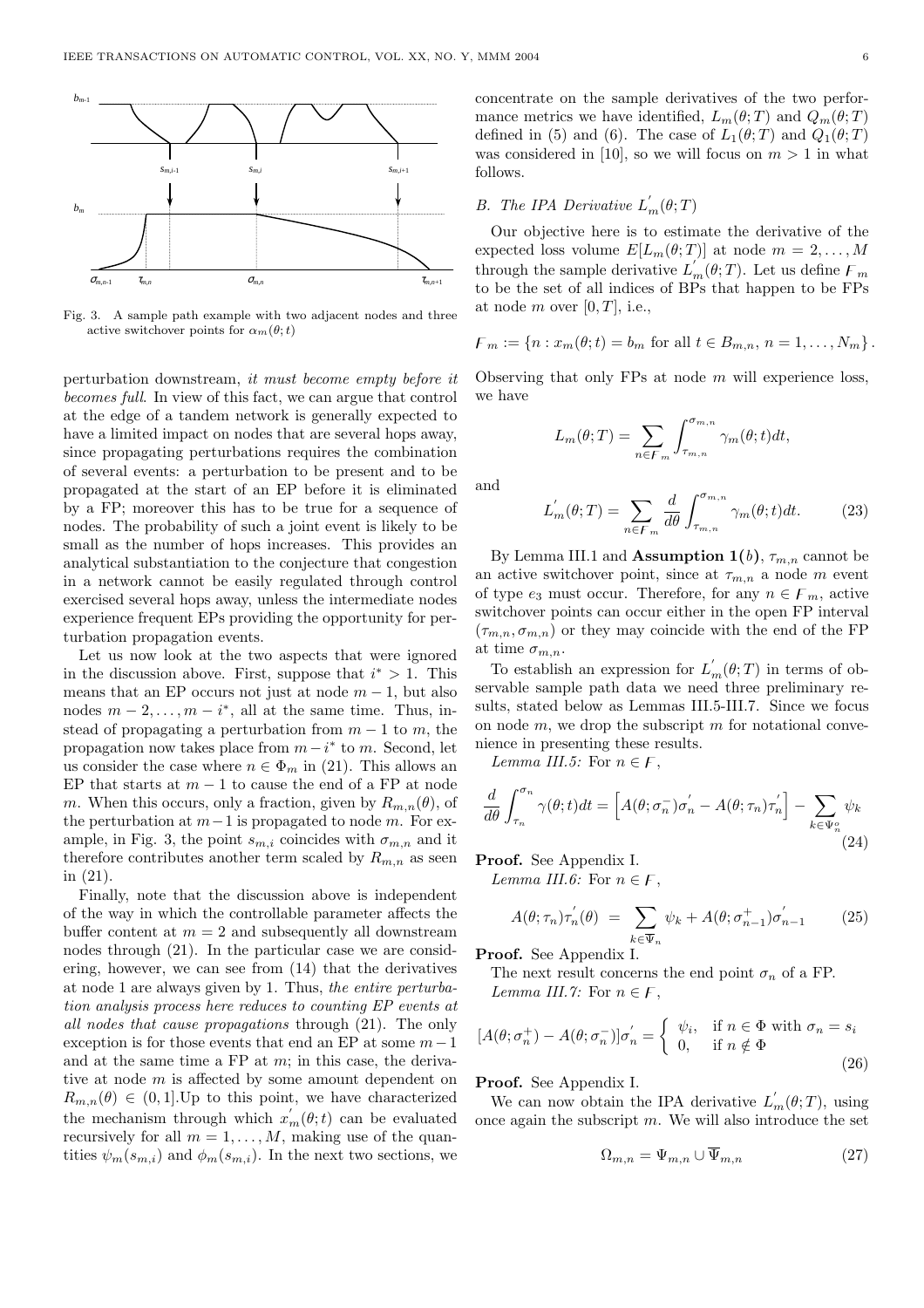Fig. 3. A sample path example with two adjacent nodes and three active switchover points for $\alpha_m(\theta;t)$

perturbation downstream, *it must become empty before it becomes full*. In view of this fact, we can argue that control at the edge of a tandem network is generally expected to have a limited impact on nodes that are several hops away, since propagating perturbations requires the combination of several events: a perturbation to be present and to be propagated at the start of an EP before it is eliminated by a FP; moreover this has to be true for a sequence of nodes. The probability of such a joint event is likely to be small as the number of hops increases. This provides an analytical substantiation to the conjecture that congestion in a network cannot be easily regulated through control exercised several hops away, unless the intermediate nodes experience frequent EPs providing the opportunity for perturbation propagation events.

Let us now look at the two aspects that were ignored in the discussion above. First, suppose that $i^* > 1$. This means that an EP occurs not just at node $m-1$, but also nodes $m-2, \ldots, m-i^*$, all at the same time. Thus, instead of propagating a perturbation from $m-1$ to $m$, the propagation now takes place from $m-i^*$ to $m$. Second, let us consider the case where $n \in \Phi_m$ in (21). This allows an EP that starts at $m-1$ to cause the end of a FP at node $m$. When this occurs, only a fraction, given by $R_{m,n}(\theta)$, of the perturbation at $m-1$ is propagated to node $m$. For example, in Fig. 3, the point $s_{m,i}$ coincides with $\sigma_{m,n}$ and it therefore contributes another term scaled by $R_{m,n}$ as seen in (21).

Finally, note that the discussion above is independent of the way in which the controllable parameter affects the buffer content at $m = 2$ and subsequently all downstream nodes through (21). In the particular case we are considering, however, we can see from (14) that the derivatives at node 1 are always given by 1. Thus, *the entire perturbation analysis process here reduces to counting EP events at all nodes that cause propagations* through (21). The only exception is for those events that end an EP at some $m-1$ and at the same time a FP at $m$; in this case, the derivative at node $m$ is affected by some amount dependent on $R_{m,n}(\theta) \in (0,1]$.Up to this point, we have characterized the mechanism through which $x_m'(\theta;t)$ can be evaluated recursively for all $m = 1, \ldots, M$, making use of the quantities $\psi_m(s_{m,i})$ and $\phi_m(s_{m,i})$. In the next two sections, we concentrate on the sample derivatives of the two performance metrics we have identified, $L_m(\theta;T)$ and $Q_m(\theta;T)$ defined in (5) and (6). The case of $L_1(\theta;T)$ and $Q_1(\theta;T)$ was considered in [10], so we will focus on $m > 1$ in what follows.

### B. The IPA Derivative $L_m'(\theta;T)$

Our objective here is to estimate the derivative of the expected loss volume $E[L_m(\theta;T)]$ at node $m = 2, \ldots, M$ through the sample derivative $L_m'(\theta;T)$. Let us define $\digamma_m$ to be the set of all indices of BPs that happen to be FPs at node $m$ over $[0,T]$, i.e.,

$$\digamma_m := \{n : x_m(\theta;t) = b_m \text{ for all } t \in B_{m,n},\ n = 1, \ldots, N_m\}.$$

Observing that only FPs at node $m$ will experience loss, we have

$$L_m(\theta;T) = \sum_{n \in \digamma_m} \int_{\tau_{m,n}}^{\sigma_{m,n}} \gamma_m(\theta;t)dt,$$

and

$$L_m'(\theta;T) = \sum_{n \in \digamma_m} \frac{d}{d\theta} \int_{\tau_{m,n}}^{\sigma_{m,n}} \gamma_m(\theta;t)dt. \tag{23}$$

By Lemma III.1 and **Assumption 1(***b***)**, $\tau_{m,n}$ cannot be an active switchover point, since at $\tau_{m,n}$ a node $m$ event of type $e_3$ must occur. Therefore, for any $n \in \digamma_m$, active switchover points can occur either in the open FP interval $(\tau_{m,n}, \sigma_{m,n})$ or they may coincide with the end of the FP at time $\sigma_{m,n}$.

To establish an expression for $L_m'(\theta;T)$ in terms of observable sample path data we need three preliminary results, stated below as Lemmas III.5-III.7. Since we focus on node $m$, we drop the subscript $m$ for notational convenience in presenting these results.

*Lemma III.5:* For $n \in \digamma$,

$$\frac{d}{d\theta} \int_{\tau_n}^{\sigma_n} \gamma(\theta;t)dt = \left[A(\theta;\sigma_n^-)\sigma_n' - A(\theta;\tau_n)\tau_n'\right] - \sum_{k \in \Psi_n^o} \psi_k \tag{24}$$

**Proof.** See Appendix I.

*Lemma III.6:* For $n \in \digamma$,

$$A(\theta;\tau_n)\tau_n'(\theta) = \sum_{k \in \overline{\Psi}_n} \psi_k + A(\theta;\sigma_{n-1}^+)\sigma_{n-1}' \tag{25}$$

**Proof.** See Appendix I.

The next result concerns the end point $\sigma_n$ of a FP.

*Lemma III.7:* For $n \in \digamma$,

$$[A(\theta;\sigma_n^+) - A(\theta;\sigma_n^-)]\sigma_n' = \begin{cases} \psi_i, & \text{if } n \in \Phi \text{ with } \sigma_n = s_i \\ 0, & \text{if } n \notin \Phi \end{cases} \tag{26}$$

**Proof.** See Appendix I.

We can now obtain the IPA derivative $L_m'(\theta;T)$, using once again the subscript $m$. We will also introduce the set

$$\Omega_{m,n} = \Psi_{m,n} \cup \overline{\Psi}_{m,n} \tag{27}$$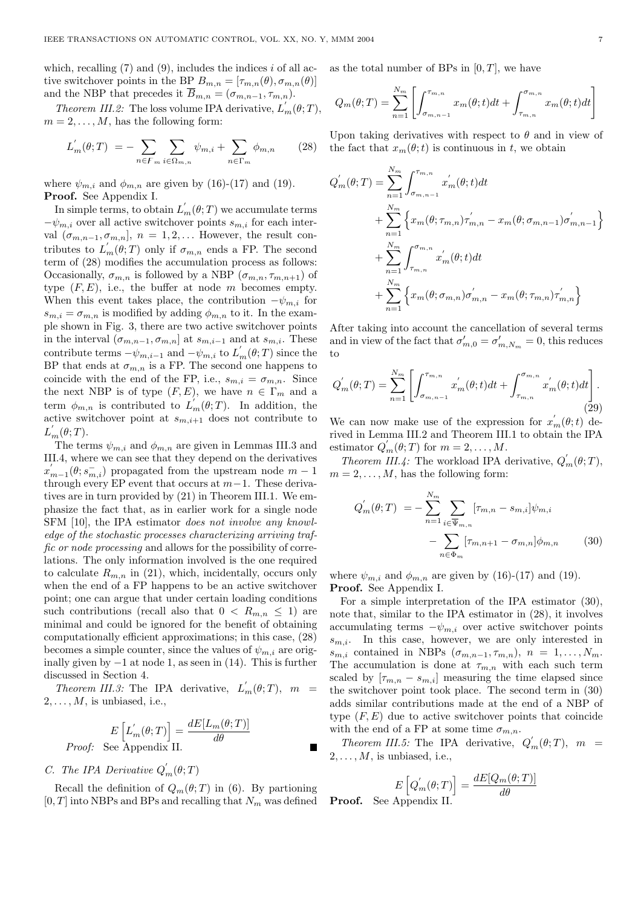which, recalling (7) and (9), includes the indices $i$ of all active switchover points in the BP $B_{m,n} = [\tau_{m,n}(\theta), \sigma_{m,n}(\theta)]$ and the NBP that precedes it $\overline{B}_{m,n} = (\sigma_{m,n-1}, \tau_{m,n})$.

*Theorem III.2:* The loss volume IPA derivative, $L_m^{'}(\theta;T)$, $m = 2, \ldots, M$, has the following form:

$$L_m^{'}(\theta;T) \ = -\sum_{n \in \digamma_m} \sum_{i \in \Omega_{m,n}} \psi_{m,i} + \sum_{n \in \Gamma_m} \phi_{m,n} \qquad (28)$$

where $\psi_{m,i}$ and $\phi_{m,n}$ are given by (16)-(17) and (19).
**Proof.** See Appendix I.

In simple terms, to obtain $L_m^{'}(\theta;T)$ we accumulate terms $-\psi_{m,i}$ over all active switchover points $s_{m,i}$ for each interval $(\sigma_{m,n-1}, \sigma_{m,n}]$, $n = 1, 2, \ldots$ However, the result contributes to $L_m^{'}(\theta;T)$ only if $\sigma_{m,n}$ ends a FP. The second term of (28) modifies the accumulation process as follows: Occasionally, $\sigma_{m,n}$ is followed by a NBP $(\sigma_{m,n}, \tau_{m,n+1})$ of type $(F,E)$, i.e., the buffer at node $m$ becomes empty. When this event takes place, the contribution $-\psi_{m,i}$ for $s_{m,i} = \sigma_{m,n}$ is modified by adding $\phi_{m,n}$ to it. In the example shown in Fig. 3, there are two active switchover points in the interval $(\sigma_{m,n-1}, \sigma_{m,n}]$ at $s_{m,i-1}$ and at $s_{m,i}$. These contribute terms $-\psi_{m,i-1}$ and $-\psi_{m,i}$ to $L_m^{'}(\theta;T)$ since the BP that ends at $\sigma_{m,n}$ is a FP. The second one happens to coincide with the end of the FP, i.e., $s_{m,i} = \sigma_{m,n}$. Since the next NBP is of type $(F,E)$, we have $n \in \Gamma_m$ and a term $\phi_{m,n}$ is contributed to $L_m^{'}(\theta;T)$. In addition, the active switchover point at $s_{m,i+1}$ does not contribute to $L_m^{'}(\theta;T)$.

The terms $\psi_{m,i}$ and $\phi_{m,n}$ are given in Lemmas III.3 and III.4, where we can see that they depend on the derivatives $x_{m-1}^{'}(\theta; s_{m,i}^{-})$ propagated from the upstream node $m-1$ through every EP event that occurs at $m-1$. These derivatives are in turn provided by (21) in Theorem III.1. We emphasize the fact that, as in earlier work for a single node SFM [10], the IPA estimator *does not involve any knowledge of the stochastic processes characterizing arriving traffic or node processing* and allows for the possibility of correlations. The only information involved is the one required to calculate $R_{m,n}$ in (21), which, incidentally, occurs only when the end of a FP happens to be an active switchover point; one can argue that under certain loading conditions such contributions (recall also that $0 < R_{m,n} \leq 1$) are minimal and could be ignored for the benefit of obtaining computationally efficient approximations; in this case, (28) becomes a simple counter, since the values of $\psi_{m,i}$ are originally given by $-1$ at node 1, as seen in (14). This is further discussed in Section 4.

*Theorem III.3:* The IPA derivative, $L_m^{'}(\theta;T)$, $m = 2, \ldots, M$, is unbiased, i.e.,

$$E\left[L_m^{'}(\theta;T)\right] = \frac{dE[L_m(\theta;T)]}{d\theta}$$

*Proof:* See Appendix II. ■

### C. The IPA Derivative $Q_m^{'}(\theta;T)$

Recall the definition of $Q_m(\theta;T)$ in (6). By partioning $[0,T]$ into NBPs and BPs and recalling that $N_m$ was defined as the total number of BPs in $[0,T]$, we have

$$Q_m(\theta;T) = \sum_{n=1}^{N_m} \left[ \int_{\sigma_{m,n-1}}^{\tau_{m,n}} x_m(\theta;t)dt + \int_{\tau_{m,n}}^{\sigma_{m,n}} x_m(\theta;t)dt \right]$$

Upon taking derivatives with respect to $\theta$ and in view of the fact that $x_m(\theta;t)$ is continuous in $t$, we obtain

$$\begin{aligned} Q_m^{'}(\theta;T) = & \sum_{n=1}^{N_m} \int_{\sigma_{m,n-1}}^{\tau_{m,n}} x_m^{'}(\theta;t)dt \\ & + \sum_{n=1}^{N_m} \left\{ x_m(\theta;\tau_{m,n})\tau_{m,n}^{'} - x_m(\theta;\sigma_{m,n-1})\sigma_{m,n-1}^{'} \right\} \\ & + \sum_{n=1}^{N_m} \int_{\tau_{m,n}}^{\sigma_{m,n}} x_m^{'}(\theta;t)dt \\ & + \sum_{n=1}^{N_m} \left\{ x_m(\theta;\sigma_{m,n})\sigma_{m,n}^{'} - x_m(\theta;\tau_{m,n})\tau_{m,n}^{'} \right\} \end{aligned}$$

After taking into account the cancellation of several terms and in view of the fact that $\sigma_{m,0}^{\prime} = \sigma_{m,N_m}^{\prime} = 0$, this reduces to

$$Q_m^{'}(\theta;T) = \sum_{n=1}^{N_m} \left[ \int_{\sigma_{m,n-1}}^{\tau_{m,n}} x_m^{'}(\theta;t)dt + \int_{\tau_{m,n}}^{\sigma_{m,n}} x_m^{'}(\theta;t)dt \right]. \qquad (29)$$

We can now make use of the expression for $x_m^{'}(\theta;t)$ derived in Lemma III.2 and Theorem III.1 to obtain the IPA estimator $Q_m^{'}(\theta;T)$ for $m = 2, \ldots, M$.

*Theorem III.4:* The workload IPA derivative, $Q_m^{'}(\theta;T)$, $m = 2, \ldots, M$, has the following form:

$$\begin{aligned} Q_m^{'}(\theta;T) \ = & -\sum_{n=1}^{N_m} \sum_{i \in \overline{\Psi}_{m,n}} [\tau_{m,n} - s_{m,i}]\psi_{m,i} \\ & - \sum_{n \in \Phi_m} [\tau_{m,n+1} - \sigma_{m,n}]\phi_{m,n} \end{aligned} \qquad (30)$$

where $\psi_{m,i}$ and $\phi_{m,n}$ are given by (16)-(17) and (19).
**Proof.** See Appendix I.

For a simple interpretation of the IPA estimator (30), note that, similar to the IPA estimator in (28), it involves accumulating terms $-\psi_{m,i}$ over active switchover points $s_{m,i}$. In this case, however, we are only interested in $s_{m,i}$ contained in NBPs $(\sigma_{m,n-1}, \tau_{m,n})$, $n = 1, \ldots, N_m$. The accumulation is done at $\tau_{m,n}$ with each such term scaled by $[\tau_{m,n} - s_{m,i}]$ measuring the time elapsed since the switchover point took place. The second term in (30) adds similar contributions made at the end of a NBP of type $(F,E)$ due to active switchover points that coincide with the end of a FP at some time $\sigma_{m,n}$.

*Theorem III.5:* The IPA derivative, $Q_m^{'}(\theta;T)$, $m = 2, \ldots, M$, is unbiased, i.e.,

$$E\left[Q_m^{'}(\theta;T)\right] = \frac{dE[Q_m(\theta;T)]}{d\theta}$$

**Proof.** See Appendix II.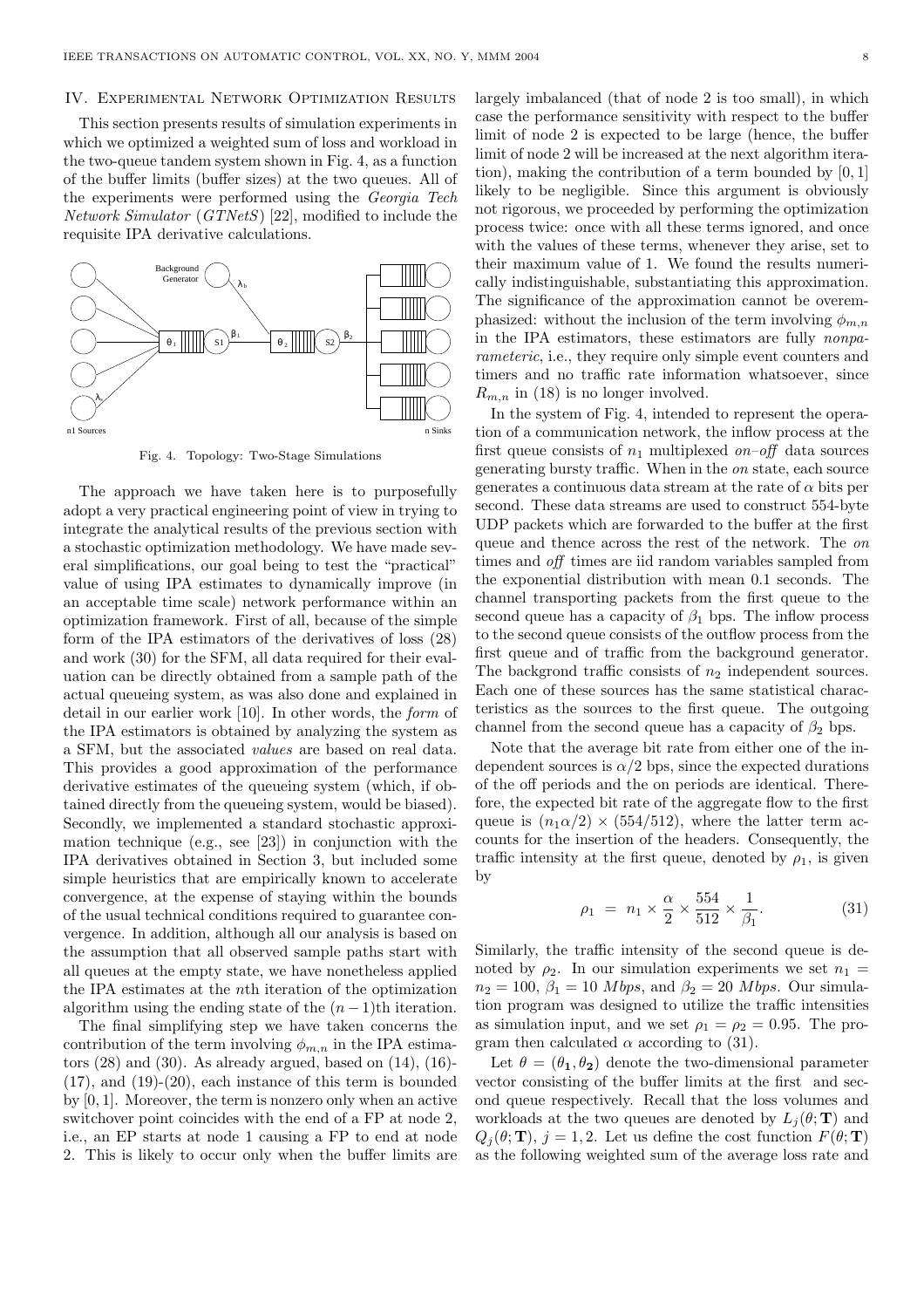## IV. Experimental Network Optimization Results

This section presents results of simulation experiments in which we optimized a weighted sum of loss and workload in the two-queue tandem system shown in Fig. 4, as a function of the buffer limits (buffer sizes) at the two queues. All of the experiments were performed using the *Georgia Tech Network Simulator* (*GTNetS*) [22], modified to include the requisite IPA derivative calculations.

Fig. 4. Topology: Two-Stage Simulations

The approach we have taken here is to purposefully adopt a very practical engineering point of view in trying to integrate the analytical results of the previous section with a stochastic optimization methodology. We have made several simplifications, our goal being to test the "practical" value of using IPA estimates to dynamically improve (in an acceptable time scale) network performance within an optimization framework. First of all, because of the simple form of the IPA estimators of the derivatives of loss (28) and work (30) for the SFM, all data required for their evaluation can be directly obtained from a sample path of the actual queueing system, as was also done and explained in detail in our earlier work [10]. In other words, the *form* of the IPA estimators is obtained by analyzing the system as a SFM, but the associated *values* are based on real data. This provides a good approximation of the performance derivative estimates of the queueing system (which, if obtained directly from the queueing system, would be biased). Secondly, we implemented a standard stochastic approximation technique (e.g., see [23]) in conjunction with the IPA derivatives obtained in Section 3, but included some simple heuristics that are empirically known to accelerate convergence, at the expense of staying within the bounds of the usual technical conditions required to guarantee convergence. In addition, although all our analysis is based on the assumption that all observed sample paths start with all queues at the empty state, we have nonetheless applied the IPA estimates at the $n$th iteration of the optimization algorithm using the ending state of the $(n-1)$th iteration.

The final simplifying step we have taken concerns the contribution of the term involving $\phi_{m,n}$ in the IPA estimators (28) and (30). As already argued, based on (14), (16)-(17), and (19)-(20), each instance of this term is bounded by $[0,1]$. Moreover, the term is nonzero only when an active switchover point coincides with the end of a FP at node 2, i.e., an EP starts at node 1 causing a FP to end at node 2. This is likely to occur only when the buffer limits are largely imbalanced (that of node 2 is too small), in which case the performance sensitivity with respect to the buffer limit of node 2 is expected to be large (hence, the buffer limit of node 2 will be increased at the next algorithm iteration), making the contribution of a term bounded by $[0,1]$ likely to be negligible. Since this argument is obviously not rigorous, we proceeded by performing the optimization process twice: once with all these terms ignored, and once with the values of these terms, whenever they arise, set to their maximum value of 1. We found the results numerically indistinguishable, substantiating this approximation. The significance of the approximation cannot be overemphasized: without the inclusion of the term involving $\phi_{m,n}$ in the IPA estimators, these estimators are fully *nonparameteric*, i.e., they require only simple event counters and timers and no traffic rate information whatsoever, since $R_{m,n}$ in (18) is no longer involved.

In the system of Fig. 4, intended to represent the operation of a communication network, the inflow process at the first queue consists of $n_1$ multiplexed *on–off* data sources generating bursty traffic. When in the *on* state, each source generates a continuous data stream at the rate of $\alpha$ bits per second. These data streams are used to construct 554-byte UDP packets which are forwarded to the buffer at the first queue and thence across the rest of the network. The *on* times and *off* times are iid random variables sampled from the exponential distribution with mean 0.1 seconds. The channel transporting packets from the first queue to the second queue has a capacity of $\beta_1$ bps. The inflow process to the second queue consists of the outflow process from the first queue and of traffic from the background generator. The backgrond traffic consists of $n_2$ independent sources. Each one of these sources has the same statistical characteristics as the sources to the first queue. The outgoing channel from the second queue has a capacity of $\beta_2$ bps.

Note that the average bit rate from either one of the independent sources is $\alpha/2$ bps, since the expected durations of the off periods and the on periods are identical. Therefore, the expected bit rate of the aggregate flow to the first queue is $(n_1\alpha/2) \times (554/512)$, where the latter term accounts for the insertion of the headers. Consequently, the traffic intensity at the first queue, denoted by $\rho_1$, is given by

$$\rho_1 \;=\; n_1 \times \frac{\alpha}{2} \times \frac{554}{512} \times \frac{1}{\beta_1}. \tag{31}$$

Similarly, the traffic intensity of the second queue is denoted by $\rho_2$. In our simulation experiments we set $n_1 = n_2 = 100$, $\beta_1 = 10$ *Mbps*, and $\beta_2 = 20$ *Mbps*. Our simulation program was designed to utilize the traffic intensities as simulation input, and we set $\rho_1 = \rho_2 = 0.95$. The program then calculated $\alpha$ according to (31).

Let $\theta = (\theta_1, \theta_2)$ denote the two-dimensional parameter vector consisting of the buffer limits at the first and second queue respectively. Recall that the loss volumes and workloads at the two queues are denoted by $L_j(\theta; \mathbf{T})$ and $Q_j(\theta; \mathbf{T})$, $j = 1, 2$. Let us define the cost function $F(\theta; \mathbf{T})$ as the following weighted sum of the average loss rate and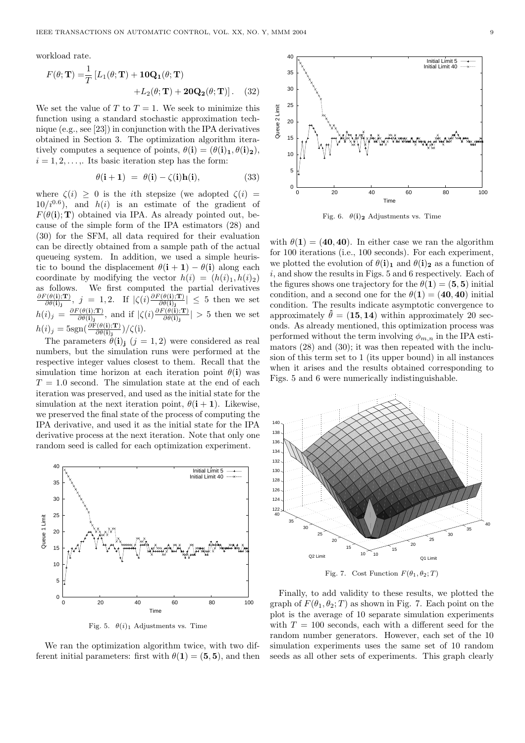workload rate.

$$F(\theta;\mathbf{T}) = \frac{1}{T}\left[L_1(\theta;\mathbf{T}) + \mathbf{10Q_1}(\theta;\mathbf{T}) + L_2(\theta;\mathbf{T}) + \mathbf{20Q_2}(\theta;\mathbf{T})\right]. \quad (32)$$

We set the value of $T$ to $T = 1$. We seek to minimize this function using a standard stochastic approximation technique (e.g., see [23]) in conjunction with the IPA derivatives obtained in Section 3. The optimization algorithm iteratively computes a sequence of points, $\theta(\mathbf{i}) = (\theta(\mathbf{i})_\mathbf{1}, \theta(\mathbf{i})_\mathbf{2})$, $i = 1, 2, \ldots,$. Its basic iteration step has the form:

$$\theta(\mathbf{i+1}) = \theta(\mathbf{i}) - \zeta(\mathbf{i})\mathbf{h}(\mathbf{i}), \quad (33)$$

where $\zeta(i) \geq 0$ is the $i$th stepsize (we adopted $\zeta(i) = 10/i^{0.6}$), and $h(i)$ is an estimate of the gradient of $F(\theta(\mathbf{i});\mathbf{T})$ obtained via IPA. As already pointed out, because of the simple form of the IPA estimators (28) and (30) for the SFM, all data required for their evaluation can be directly obtained from a sample path of the actual queueing system. In addition, we used a simple heuristic to bound the displacement $\theta(\mathbf{i+1}) - \theta(\mathbf{i})$ along each coordinate by modifying the vector $h(i) = (h(i)_1, h(i)_2)$ as follows. We first computed the partial derivatives $\frac{\partial F(\theta(\mathbf{i});\mathbf{T})}{\partial \theta(\mathbf{i})_\mathbf{j}}$, $j = 1, 2$. If $|\zeta(i)\frac{\partial F(\theta(\mathbf{i});\mathbf{T})}{\partial \theta(\mathbf{i})_\mathbf{j}}| \leq 5$ then we set $h(i)_j = \frac{\partial F(\theta(\mathbf{i});\mathbf{T})}{\partial \theta(\mathbf{i})_\mathbf{j}}$, and if $|\zeta(i)\frac{\partial F(\theta(\mathbf{i});\mathbf{T})}{\partial \theta(\mathbf{i})_\mathbf{j}}| > 5$ then we set $h(i)_j = 5\mathrm{sgn}(\frac{\partial F(\theta(\mathbf{i});\mathbf{T})}{\partial \theta(\mathbf{i})_\mathbf{j}})/\zeta(\mathrm{i})$.

The parameters $\theta(\mathbf{i})_\mathbf{j}$ ($j = 1, 2$) were considered as real numbers, but the simulation runs were performed at the respective integer values closest to them. Recall that the simulation time horizon at each iteration point $\theta(\mathbf{i})$ was $T = 1.0$ second. The simulation state at the end of each iteration was preserved, and used as the initial state for the simulation at the next iteration point, $\theta(\mathbf{i+1})$. Likewise, we preserved the final state of the process of computing the IPA derivative, and used it as the initial state for the IPA derivative process at the next iteration. Note that only one random seed is called for each optimization experiment.

Fig. 5. $\theta(i)_1$ Adjustments vs. Time

We ran the optimization algorithm twice, with two different initial parameters: first with $\theta(\mathbf{1}) = (\mathbf{5}, \mathbf{5})$, and then with $\theta(\mathbf{1}) = (\mathbf{40}, \mathbf{40})$. In either case we ran the algorithm for 100 iterations (i.e., 100 seconds). For each experiment, we plotted the evolution of $\theta(\mathbf{i})_\mathbf{1}$ and $\theta(\mathbf{i})_\mathbf{2}$ as a function of $i$, and show the results in Figs. 5 and 6 respectively. Each of the figures shows one trajectory for the $\theta(\mathbf{1}) = (\mathbf{5}, \mathbf{5})$ initial condition, and a second one for the $\theta(\mathbf{1}) = (\mathbf{40}, \mathbf{40})$ initial condition. The results indicate asymptotic convergence to approximately $\hat{\theta} = (\mathbf{15}, \mathbf{14})$ within approximately 20 seconds. As already mentioned, this optimization process was performed without the term involving $\phi_{m,n}$ in the IPA estimators (28) and (30); it was then repeated with the inclusion of this term set to 1 (its upper bound) in all instances when it arises and the results obtained corresponding to Figs. 5 and 6 were numerically indistinguishable.

Fig. 6. $\theta(\mathbf{i})_\mathbf{2}$ Adjustments vs. Time

Fig. 7. Cost Function $F(\theta_1, \theta_2; T)$

Finally, to add validity to these results, we plotted the graph of $F(\theta_1, \theta_2; T)$ as shown in Fig. 7. Each point on the plot is the average of 10 separate simulation experiments with $T = 100$ seconds, each with a different seed for the random number generators. However, each set of the 10 simulation experiments uses the same set of 10 random seeds as all other sets of experiments. This graph clearly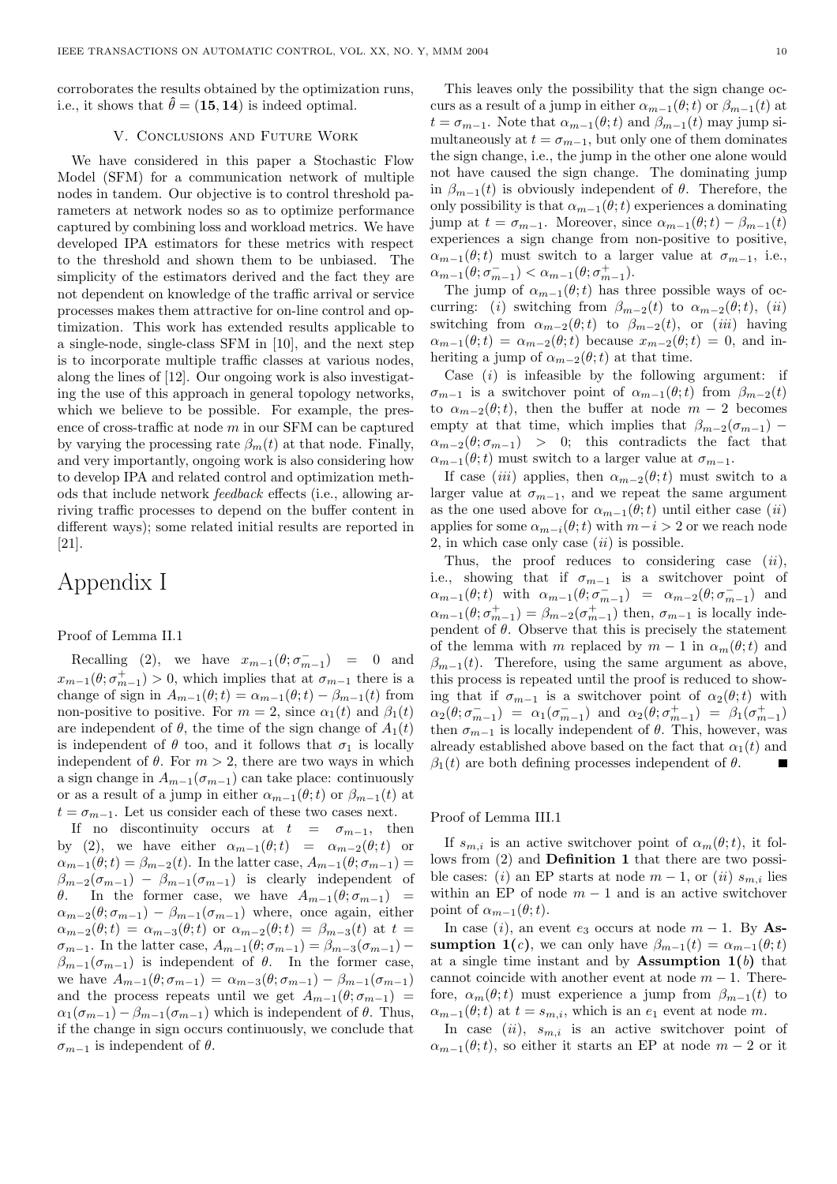corroborates the results obtained by the optimization runs, i.e., it shows that $\hat{\theta} = (\mathbf{15}, \mathbf{14})$ is indeed optimal.

## V. Conclusions and Future Work

We have considered in this paper a Stochastic Flow Model (SFM) for a communication network of multiple nodes in tandem. Our objective is to control threshold parameters at network nodes so as to optimize performance captured by combining loss and workload metrics. We have developed IPA estimators for these metrics with respect to the threshold and shown them to be unbiased. The simplicity of the estimators derived and the fact they are not dependent on knowledge of the traffic arrival or service processes makes them attractive for on-line control and optimization. This work has extended results applicable to a single-node, single-class SFM in [10], and the next step is to incorporate multiple traffic classes at various nodes, along the lines of [12]. Our ongoing work is also investigating the use of this approach in general topology networks, which we believe to be possible. For example, the presence of cross-traffic at node $m$ in our SFM can be captured by varying the processing rate $\beta_m(t)$ at that node. Finally, and very importantly, ongoing work is also considering how to develop IPA and related control and optimization methods that include network *feedback* effects (i.e., allowing arriving traffic processes to depend on the buffer content in different ways); some related initial results are reported in [21].

# Appendix I

### Proof of Lemma II.1

Recalling (2), we have $x_{m-1}(\theta;\sigma_{m-1}^-) = 0$ and $x_{m-1}(\theta;\sigma_{m-1}^+) > 0$, which implies that at $\sigma_{m-1}$ there is a change of sign in $A_{m-1}(\theta;t) = \alpha_{m-1}(\theta;t) - \beta_{m-1}(t)$ from non-positive to positive. For $m = 2$, since $\alpha_1(t)$ and $\beta_1(t)$ are independent of $\theta$, the time of the sign change of $A_1(t)$ is independent of $\theta$ too, and it follows that $\sigma_1$ is locally independent of $\theta$. For $m > 2$, there are two ways in which a sign change in $A_{m-1}(\sigma_{m-1})$ can take place: continuously or as a result of a jump in either $\alpha_{m-1}(\theta;t)$ or $\beta_{m-1}(t)$ at $t = \sigma_{m-1}$. Let us consider each of these two cases next.

If no discontinuity occurs at $t = \sigma_{m-1}$, then by (2), we have either $\alpha_{m-1}(\theta;t) = \alpha_{m-2}(\theta;t)$ or $\alpha_{m-1}(\theta;t) = \beta_{m-2}(t)$. In the latter case, $A_{m-1}(\theta;\sigma_{m-1}) = \beta_{m-2}(\sigma_{m-1}) - \beta_{m-1}(\sigma_{m-1})$ is clearly independent of $\theta$. In the former case, we have $A_{m-1}(\theta;\sigma_{m-1}) = \alpha_{m-2}(\theta;\sigma_{m-1}) - \beta_{m-1}(\sigma_{m-1})$ where, once again, either $\alpha_{m-2}(\theta;t) = \alpha_{m-3}(\theta;t)$ or $\alpha_{m-2}(\theta;t) = \beta_{m-3}(t)$ at $t = \sigma_{m-1}$. In the latter case, $A_{m-1}(\theta;\sigma_{m-1}) = \beta_{m-3}(\sigma_{m-1}) - \beta_{m-1}(\sigma_{m-1})$ is independent of $\theta$. In the former case, we have $A_{m-1}(\theta;\sigma_{m-1}) = \alpha_{m-3}(\theta;\sigma_{m-1}) - \beta_{m-1}(\sigma_{m-1})$ and the process repeats until we get $A_{m-1}(\theta;\sigma_{m-1}) = \alpha_1(\sigma_{m-1}) - \beta_{m-1}(\sigma_{m-1})$ which is independent of $\theta$. Thus, if the change in sign occurs continuously, we conclude that $\sigma_{m-1}$ is independent of $\theta$.

This leaves only the possibility that the sign change occurs as a result of a jump in either $\alpha_{m-1}(\theta;t)$ or $\beta_{m-1}(t)$ at $t = \sigma_{m-1}$. Note that $\alpha_{m-1}(\theta;t)$ and $\beta_{m-1}(t)$ may jump simultaneously at $t = \sigma_{m-1}$, but only one of them dominates the sign change, i.e., the jump in the other one alone would not have caused the sign change. The dominating jump in $\beta_{m-1}(t)$ is obviously independent of $\theta$. Therefore, the only possibility is that $\alpha_{m-1}(\theta;t)$ experiences a dominating jump at $t = \sigma_{m-1}$. Moreover, since $\alpha_{m-1}(\theta;t) - \beta_{m-1}(t)$ experiences a sign change from non-positive to positive, $\alpha_{m-1}(\theta;t)$ must switch to a larger value at $\sigma_{m-1}$, i.e., $\alpha_{m-1}(\theta;\sigma_{m-1}^-) < \alpha_{m-1}(\theta;\sigma_{m-1}^+)$.

The jump of $\alpha_{m-1}(\theta;t)$ has three possible ways of occurring: (*i*) switching from $\beta_{m-2}(t)$ to $\alpha_{m-2}(\theta;t)$, (*ii*) switching from $\alpha_{m-2}(\theta;t)$ to $\beta_{m-2}(t)$, or (*iii*) having $\alpha_{m-1}(\theta;t) = \alpha_{m-2}(\theta;t)$ because $x_{m-2}(\theta;t) = 0$, and inheriting a jump of $\alpha_{m-2}(\theta;t)$ at that time.

Case (*i*) is infeasible by the following argument: if $\sigma_{m-1}$ is a switchover point of $\alpha_{m-1}(\theta;t)$ from $\beta_{m-2}(t)$ to $\alpha_{m-2}(\theta;t)$, then the buffer at node $m-2$ becomes empty at that time, which implies that $\beta_{m-2}(\sigma_{m-1}) - \alpha_{m-2}(\theta;\sigma_{m-1}) > 0$; this contradicts the fact that $\alpha_{m-1}(\theta;t)$ must switch to a larger value at $\sigma_{m-1}$.

If case (*iii*) applies, then $\alpha_{m-2}(\theta;t)$ must switch to a larger value at $\sigma_{m-1}$, and we repeat the same argument as the one used above for $\alpha_{m-1}(\theta;t)$ until either case (*ii*) applies for some $\alpha_{m-i}(\theta;t)$ with $m-i > 2$ or we reach node 2, in which case only case (*ii*) is possible.

Thus, the proof reduces to considering case (*ii*), i.e., showing that if $\sigma_{m-1}$ is a switchover point of $\alpha_{m-1}(\theta;t)$ with $\alpha_{m-1}(\theta;\sigma_{m-1}^-) = \alpha_{m-2}(\theta;\sigma_{m-1}^-)$ and $\alpha_{m-1}(\theta;\sigma_{m-1}^+) = \beta_{m-2}(\sigma_{m-1}^+)$ then, $\sigma_{m-1}$ is locally independent of $\theta$. Observe that this is precisely the statement of the lemma with $m$ replaced by $m-1$ in $\alpha_m(\theta;t)$ and $\beta_{m-1}(t)$. Therefore, using the same argument as above, this process is repeated until the proof is reduced to showing that if $\sigma_{m-1}$ is a switchover point of $\alpha_2(\theta;t)$ with $\alpha_2(\theta;\sigma_{m-1}^-) = \alpha_1(\sigma_{m-1}^-)$ and $\alpha_2(\theta;\sigma_{m-1}^+) = \beta_1(\sigma_{m-1}^+)$ then $\sigma_{m-1}$ is locally independent of $\theta$. This, however, was already established above based on the fact that $\alpha_1(t)$ and $\beta_1(t)$ are both defining processes independent of $\theta$. ■

### Proof of Lemma III.1

If $s_{m,i}$ is an active switchover point of $\alpha_m(\theta;t)$, it follows from (2) and **Definition 1** that there are two possible cases: (*i*) an EP starts at node $m-1$, or (*ii*) $s_{m,i}$ lies within an EP of node $m-1$ and is an active switchover point of $\alpha_{m-1}(\theta;t)$.

In case (*i*), an event $e_3$ occurs at node $m-1$. By **Assumption 1(*c*)**, we can only have $\beta_{m-1}(t) = \alpha_{m-1}(\theta;t)$ at a single time instant and by **Assumption 1(*b*)** that cannot coincide with another event at node $m-1$. Therefore, $\alpha_m(\theta;t)$ must experience a jump from $\beta_{m-1}(t)$ to $\alpha_{m-1}(\theta;t)$ at $t = s_{m,i}$, which is an $e_1$ event at node $m$.

In case (*ii*), $s_{m,i}$ is an active switchover point of $\alpha_{m-1}(\theta;t)$, so either it starts an EP at node $m-2$ or it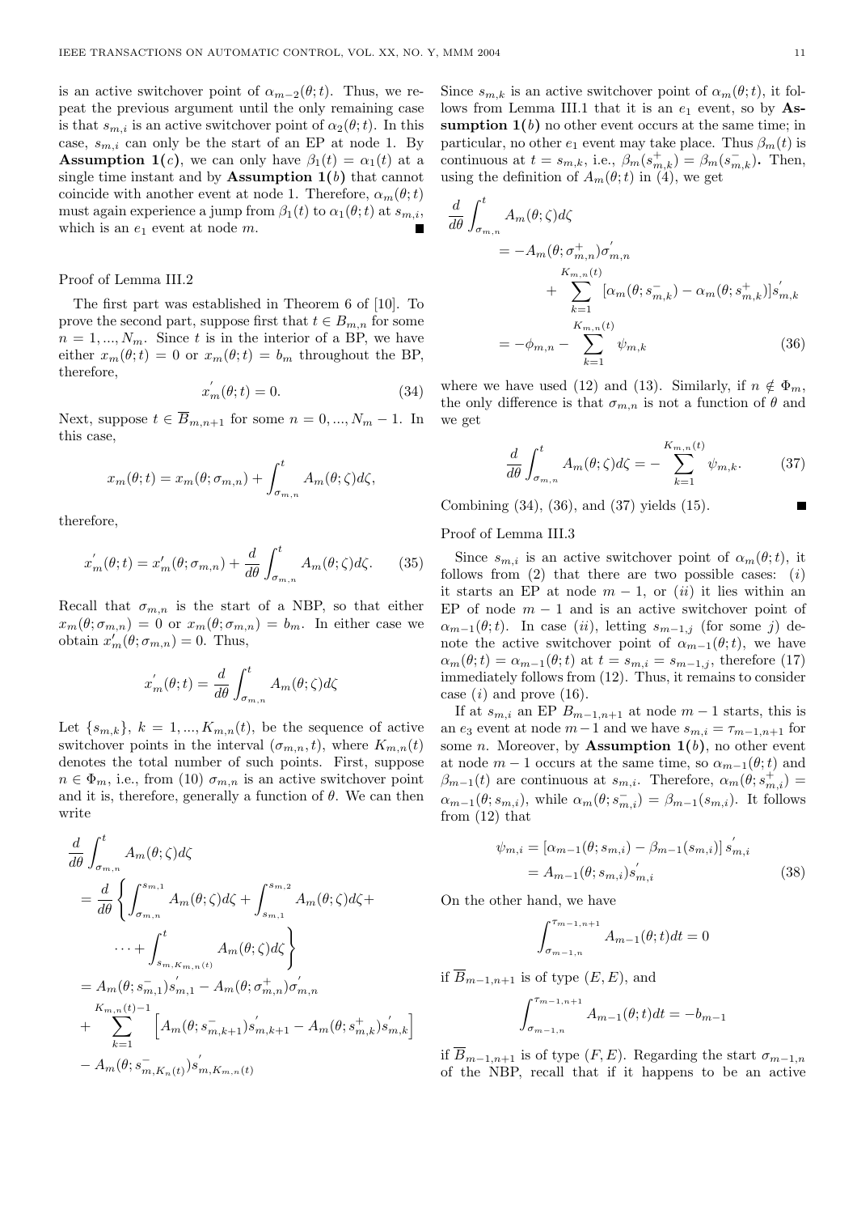is an active switchover point of $\alpha_{m-2}(\theta;t)$. Thus, we repeat the previous argument until the only remaining case is that $s_{m,i}$ is an active switchover point of $\alpha_2(\theta;t)$. In this case, $s_{m,i}$ can only be the start of an EP at node 1. By **Assumption 1(*c*)**, we can only have $\beta_1(t) = \alpha_1(t)$ at a single time instant and by **Assumption 1(*b*)** that cannot coincide with another event at node 1. Therefore, $\alpha_m(\theta;t)$ must again experience a jump from $\beta_1(t)$ to $\alpha_1(\theta;t)$ at $s_{m,i}$, which is an $e_1$ event at node $m$. ∎

Proof of Lemma III.2

The first part was established in Theorem 6 of [10]. To prove the second part, suppose first that $t \in B_{m,n}$ for some $n = 1, ..., N_m$. Since $t$ is in the interior of a BP, we have either $x_m(\theta;t) = 0$ or $x_m(\theta;t) = b_m$ throughout the BP, therefore,

$$x_m^{'}(\theta;t) = 0. \tag{34}$$

Next, suppose $t \in \overline{B}_{m,n+1}$ for some $n = 0, ..., N_m - 1$. In this case,

$$x_m(\theta;t) = x_m(\theta;\sigma_{m,n}) + \int_{\sigma_{m,n}}^{t} A_m(\theta;\zeta)d\zeta,$$

therefore,

$$x_m^{'}(\theta;t) = x_m^{'}(\theta;\sigma_{m,n}) + \frac{d}{d\theta}\int_{\sigma_{m,n}}^{t} A_m(\theta;\zeta)d\zeta. \tag{35}$$

Recall that $\sigma_{m,n}$ is the start of a NBP, so that either $x_m(\theta;\sigma_{m,n}) = 0$ or $x_m(\theta;\sigma_{m,n}) = b_m$. In either case we obtain $x_m^{'}(\theta;\sigma_{m,n}) = 0$. Thus,

$$x_m^{'}(\theta;t) = \frac{d}{d\theta}\int_{\sigma_{m,n}}^{t} A_m(\theta;\zeta)d\zeta$$

Let $\{s_{m,k}\}$, $k = 1, ..., K_{m,n}(t)$, be the sequence of active switchover points in the interval $(\sigma_{m,n}, t)$, where $K_{m,n}(t)$ denotes the total number of such points. First, suppose $n \in \Phi_m$, i.e., from (10) $\sigma_{m,n}$ is an active switchover point and it is, therefore, generally a function of $\theta$. We can then write

$$\begin{aligned}
&\frac{d}{d\theta}\int_{\sigma_{m,n}}^{t} A_m(\theta;\zeta)d\zeta \\
&= \frac{d}{d\theta}\left\{\int_{\sigma_{m,n}}^{s_{m,1}} A_m(\theta;\zeta)d\zeta + \int_{s_{m,1}}^{s_{m,2}} A_m(\theta;\zeta)d\zeta + \right. \\
&\qquad \left. \cdots + \int_{s_{m,K_{m,n}(t)}}^{t} A_m(\theta;\zeta)d\zeta\right\} \\
&= A_m(\theta;s_{m,1}^{-})s_{m,1}^{'} - A_m(\theta;\sigma_{m,n}^{+})\sigma_{m,n}^{'} \\
&+ \sum_{k=1}^{K_{m,n}(t)-1}\left[A_m(\theta;s_{m,k+1}^{-})s_{m,k+1}^{'} - A_m(\theta;s_{m,k}^{+})s_{m,k}^{'}\right] \\
&- A_m(\theta;s_{m,K_n(t)}^{-})s_{m,K_{m,n}(t)}^{'}
\end{aligned}$$

Since $s_{m,k}$ is an active switchover point of $\alpha_m(\theta;t)$, it follows from Lemma III.1 that it is an $e_1$ event, so by **Assumption 1(*b*)** no other event occurs at the same time; in particular, no other $e_1$ event may take place. Thus $\beta_m(t)$ is continuous at $t = s_{m,k}$, i.e., $\beta_m(s_{m,k}^{+}) = \beta_m(s_{m,k}^{-})$**.** Then, using the definition of $A_m(\theta;t)$ in (4), we get

$$\begin{aligned}
\frac{d}{d\theta}&\int_{\sigma_{m,n}}^{t} A_m(\theta;\zeta)d\zeta \\
&= -A_m(\theta;\sigma_{m,n}^{+})\sigma_{m,n}^{'} \\
&\qquad + \sum_{k=1}^{K_{m,n}(t)}\left[\alpha_m(\theta;s_{m,k}^{-}) - \alpha_m(\theta;s_{m,k}^{+})\right]s_{m,k}^{'} \\
&= -\phi_{m,n} - \sum_{k=1}^{K_{m,n}(t)}\psi_{m,k}
\end{aligned} \tag{36}$$

where we have used (12) and (13). Similarly, if $n \notin \Phi_m$, the only difference is that $\sigma_{m,n}$ is not a function of $\theta$ and we get

$$\frac{d}{d\theta}\int_{\sigma_{m,n}}^{t} A_m(\theta;\zeta)d\zeta = -\sum_{k=1}^{K_{m,n}(t)}\psi_{m,k}. \tag{37}$$

Combining (34), (36), and (37) yields (15). ∎

Proof of Lemma III.3

Since $s_{m,i}$ is an active switchover point of $\alpha_m(\theta;t)$, it follows from (2) that there are two possible cases: $(i)$ it starts an EP at node $m-1$, or $(ii)$ it lies within an EP of node $m-1$ and is an active switchover point of $\alpha_{m-1}(\theta;t)$. In case $(ii)$, letting $s_{m-1,j}$ (for some $j$) denote the active switchover point of $\alpha_{m-1}(\theta;t)$, we have $\alpha_m(\theta;t) = \alpha_{m-1}(\theta;t)$ at $t = s_{m,i} = s_{m-1,j}$, therefore (17) immediately follows from (12). Thus, it remains to consider case $(i)$ and prove (16).

If at $s_{m,i}$ an EP $B_{m-1,n+1}$ at node $m-1$ starts, this is an $e_3$ event at node $m-1$ and we have $s_{m,i} = \tau_{m-1,n+1}$ for some $n$. Moreover, by **Assumption 1(*b*)**, no other event at node $m-1$ occurs at the same time, so $\alpha_{m-1}(\theta;t)$ and $\beta_{m-1}(t)$ are continuous at $s_{m,i}$. Therefore, $\alpha_m(\theta;s_{m,i}^{+}) = \alpha_{m-1}(\theta;s_{m,i})$, while $\alpha_m(\theta;s_{m,i}^{-}) = \beta_{m-1}(s_{m,i})$. It follows from (12) that

$$\begin{aligned}
\psi_{m,i} &= \left[\alpha_{m-1}(\theta;s_{m,i}) - \beta_{m-1}(s_{m,i})\right]s_{m,i}^{'} \\
&= A_{m-1}(\theta;s_{m,i})s_{m,i}^{'}
\end{aligned} \tag{38}$$

On the other hand, we have

$$\int_{\sigma_{m-1,n}}^{\tau_{m-1,n+1}} A_{m-1}(\theta;t)dt = 0$$

if $\overline{B}_{m-1,n+1}$ is of type $(E,E)$, and

$$\int_{\sigma_{m-1,n}}^{\tau_{m-1,n+1}} A_{m-1}(\theta;t)dt = -b_{m-1}$$

if $\overline{B}_{m-1,n+1}$ is of type $(F,E)$. Regarding the start $\sigma_{m-1,n}$ of the NBP, recall that if it happens to be an active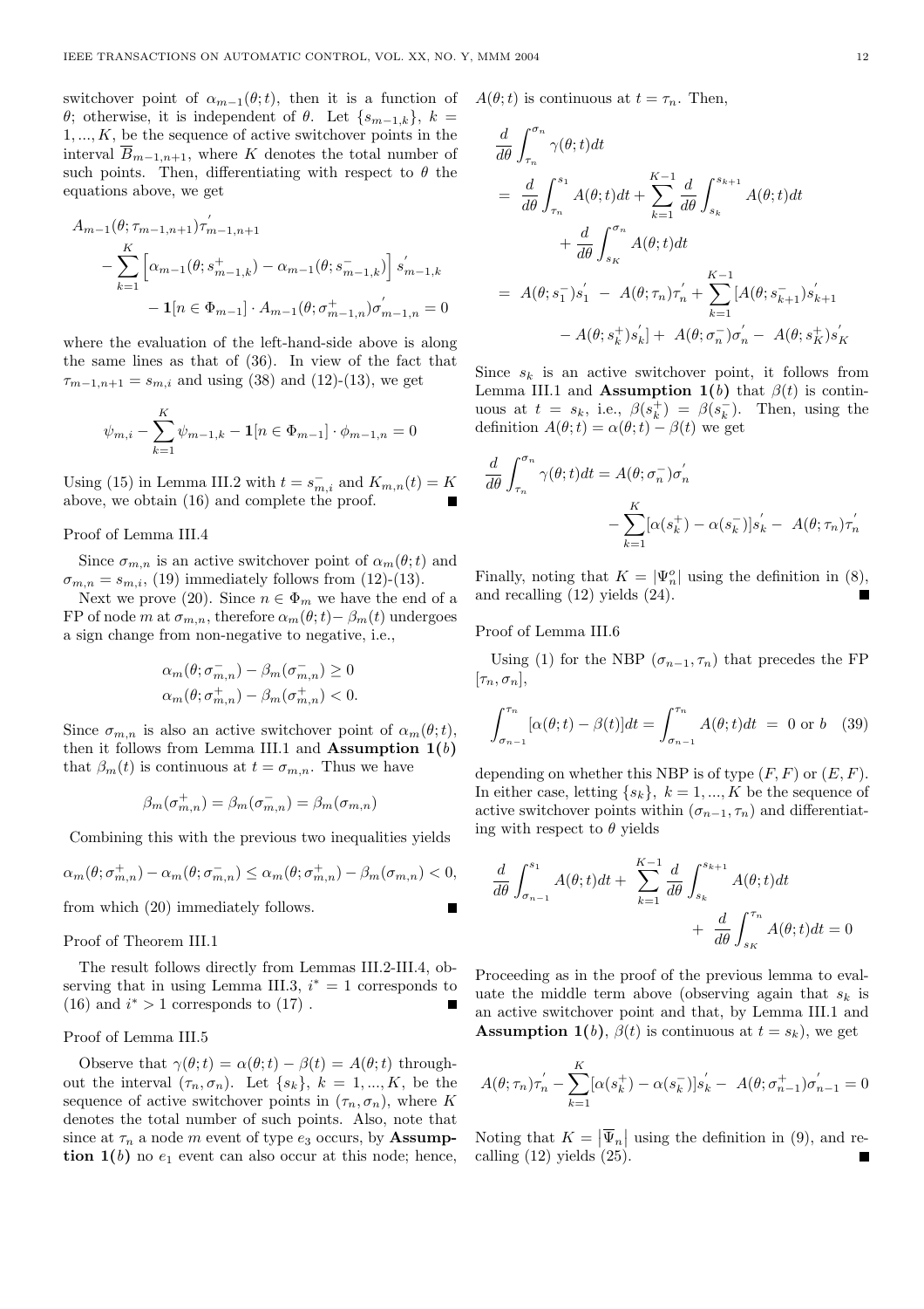switchover point of $\alpha_{m-1}(\theta;t)$, then it is a function of $\theta$; otherwise, it is independent of $\theta$. Let $\{s_{m-1,k}\}$, $k = 1,...,K$, be the sequence of active switchover points in the interval $\overline{B}_{m-1,n+1}$, where $K$ denotes the total number of such points. Then, differentiating with respect to $\theta$ the equations above, we get

$$A_{m-1}(\theta;\tau_{m-1,n+1})\tau_{m-1,n+1}^{'} - \sum_{k=1}^{K}\left[\alpha_{m-1}(\theta;s_{m-1,k}^{+}) - \alpha_{m-1}(\theta;s_{m-1,k}^{-})\right]s_{m-1,k}^{'} - \mathbf{1}[n \in \Phi_{m-1}] \cdot A_{m-1}(\theta;\sigma_{m-1,n}^{+})\sigma_{m-1,n}^{'} = 0$$

where the evaluation of the left-hand-side above is along the same lines as that of (36). In view of the fact that $\tau_{m-1,n+1} = s_{m,i}$ and using (38) and (12)-(13), we get

$$\psi_{m,i} - \sum_{k=1}^{K}\psi_{m-1,k} - \mathbf{1}[n \in \Phi_{m-1}] \cdot \phi_{m-1,n} = 0$$

Using (15) in Lemma III.2 with $t = s_{m,i}^{-}$ and $K_{m,n}(t) = K$ above, we obtain (16) and complete the proof. ∎

Proof of Lemma III.4

Since $\sigma_{m,n}$ is an active switchover point of $\alpha_m(\theta;t)$ and $\sigma_{m,n} = s_{m,i}$, (19) immediately follows from (12)-(13).

Next we prove (20). Since $n \in \Phi_m$ we have the end of a FP of node $m$ at $\sigma_{m,n}$, therefore $\alpha_m(\theta;t) - \beta_m(t)$ undergoes a sign change from non-negative to negative, i.e.,

$$\alpha_m(\theta;\sigma_{m,n}^{-}) - \beta_m(\sigma_{m,n}^{-}) \geq 0$$
$$\alpha_m(\theta;\sigma_{m,n}^{+}) - \beta_m(\sigma_{m,n}^{+}) < 0.$$

Since $\sigma_{m,n}$ is also an active switchover point of $\alpha_m(\theta;t)$, then it follows from Lemma III.1 and **Assumption 1(**$b$**)** that $\beta_m(t)$ is continuous at $t = \sigma_{m,n}$. Thus we have

$$\beta_m(\sigma_{m,n}^{+}) = \beta_m(\sigma_{m,n}^{-}) = \beta_m(\sigma_{m,n})$$

Combining this with the previous two inequalities yields

$$\alpha_m(\theta;\sigma_{m,n}^{+}) - \alpha_m(\theta;\sigma_{m,n}^{-}) \leq \alpha_m(\theta;\sigma_{m,n}^{+}) - \beta_m(\sigma_{m,n}) < 0,$$

from which (20) immediately follows. ∎

Proof of Theorem III.1

The result follows directly from Lemmas III.2-III.4, observing that in using Lemma III.3, $i^* = 1$ corresponds to (16) and $i^* > 1$ corresponds to (17) . ∎

Proof of Lemma III.5

Observe that $\gamma(\theta;t) = \alpha(\theta;t) - \beta(t) = A(\theta;t)$ throughout the interval $(\tau_n, \sigma_n)$. Let $\{s_k\}$, $k = 1,...,K$, be the sequence of active switchover points in $(\tau_n, \sigma_n)$, where $K$ denotes the total number of such points. Also, note that since at $\tau_n$ a node $m$ event of type $e_3$ occurs, by **Assumption 1(**$b$**)** no $e_1$ event can also occur at this node; hence, $A(\theta;t)$ is continuous at $t = \tau_n$. Then,

$$\begin{aligned}
&\frac{d}{d\theta}\int_{\tau_n}^{\sigma_n}\gamma(\theta;t)dt \\
&= \frac{d}{d\theta}\int_{\tau_n}^{s_1}A(\theta;t)dt + \sum_{k=1}^{K-1}\frac{d}{d\theta}\int_{s_k}^{s_{k+1}}A(\theta;t)dt \\
&\quad + \frac{d}{d\theta}\int_{s_K}^{\sigma_n}A(\theta;t)dt \\
&= A(\theta;s_1^{-})s_1^{'} - A(\theta;\tau_n)\tau_n^{'} + \sum_{k=1}^{K-1}[A(\theta;s_{k+1}^{-})s_{k+1}^{'} \\
&\quad - A(\theta;s_k^{+})s_k^{'}] + A(\theta;\sigma_n^{-})\sigma_n^{'} - A(\theta;s_K^{+})s_K^{'}
\end{aligned}$$

Since $s_k$ is an active switchover point, it follows from Lemma III.1 and **Assumption 1(**$b$**)** that $\beta(t)$ is continuous at $t = s_k$, i.e., $\beta(s_k^{+}) = \beta(s_k^{-})$. Then, using the definition $A(\theta;t) = \alpha(\theta;t) - \beta(t)$ we get

$$\frac{d}{d\theta}\int_{\tau_n}^{\sigma_n}\gamma(\theta;t)dt = A(\theta;\sigma_n^{-})\sigma_n^{'} - \sum_{k=1}^{K}[\alpha(s_k^{+}) - \alpha(s_k^{-})]s_k^{'} - A(\theta;\tau_n)\tau_n^{'}$$

Finally, noting that $K = |\Psi_n^o|$ using the definition in (8), and recalling (12) yields (24). ∎

Proof of Lemma III.6

Using (1) for the NBP $(\sigma_{n-1}, \tau_n)$ that precedes the FP $[\tau_n, \sigma_n]$,

$$\int_{\sigma_{n-1}}^{\tau_n}[\alpha(\theta;t) - \beta(t)]dt = \int_{\sigma_{n-1}}^{\tau_n}A(\theta;t)dt \;=\; 0 \text{ or } b \quad (39)$$

depending on whether this NBP is of type $(F,F)$ or $(E,F)$. In either case, letting $\{s_k\}$, $k = 1,...,K$ be the sequence of active switchover points within $(\sigma_{n-1}, \tau_n)$ and differentiating with respect to $\theta$ yields

$$\frac{d}{d\theta}\int_{\sigma_{n-1}}^{s_1}A(\theta;t)dt + \sum_{k=1}^{K-1}\frac{d}{d\theta}\int_{s_k}^{s_{k+1}}A(\theta;t)dt + \frac{d}{d\theta}\int_{s_K}^{\tau_n}A(\theta;t)dt = 0$$

Proceeding as in the proof of the previous lemma to evaluate the middle term above (observing again that $s_k$ is an active switchover point and that, by Lemma III.1 and **Assumption 1(**$b$**)**, $\beta(t)$ is continuous at $t = s_k$), we get

$$A(\theta;\tau_n)\tau_n^{'} - \sum_{k=1}^{K}[\alpha(s_k^{+}) - \alpha(s_k^{-})]s_k^{'} - A(\theta;\sigma_{n-1}^{+})\sigma_{n-1}^{'} = 0$$

Noting that $K = \left|\overline{\Psi}_n\right|$ using the definition in (9), and recalling (12) yields (25). ∎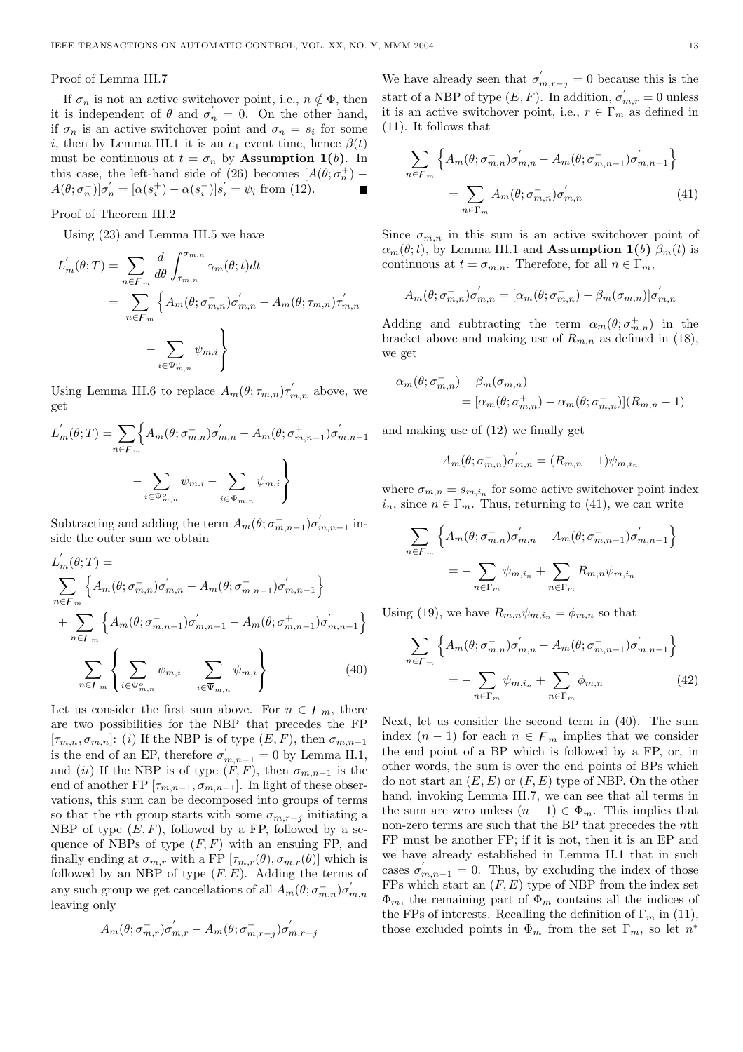Proof of Lemma III.7

If $\sigma_n$ is not an active switchover point, i.e., $n \notin \Phi$, then it is independent of $\theta$ and $\sigma_n^{'} = 0$. On the other hand, if $\sigma_n$ is an active switchover point and $\sigma_n = s_i$ for some $i$, then by Lemma III.1 it is an $e_1$ event time, hence $\beta(t)$ must be continuous at $t = \sigma_n$ by **Assumption 1(b)**. In this case, the left-hand side of (26) becomes $[A(\theta;\sigma_n^+) - A(\theta;\sigma_n^-)]\sigma_n^{'} = [\alpha(s_i^+) - \alpha(s_i^-)]s_i^{'} = \psi_i$ from (12). ■

Proof of Theorem III.2

Using (23) and Lemma III.5 we have

$$
\begin{aligned}
L_m^{'}(\theta;T) &= \sum_{n\in F_m} \frac{d}{d\theta}\int_{\tau_{m,n}}^{\sigma_{m,n}} \gamma_m(\theta;t)dt \\
&= \sum_{n\in F_m} \Bigg\{ A_m(\theta;\sigma_{m,n}^-)\sigma_{m,n}^{'} - A_m(\theta;\tau_{m,n})\tau_{m,n}^{'} \\
&\qquad - \sum_{i\in\Psi_{m,n}^o} \psi_{m.i} \Bigg\}
\end{aligned}
$$

Using Lemma III.6 to replace $A_m(\theta;\tau_{m,n})\tau_{m,n}^{'}$ above, we get

$$
\begin{aligned}
L_m^{'}(\theta;T) = \sum_{n\in F_m}\Bigg\{ & A_m(\theta;\sigma_{m,n}^-)\sigma_{m,n}^{'} - A_m(\theta;\sigma_{m,n-1}^+)\sigma_{m,n-1}^{'} \\
& - \sum_{i\in\Psi_{m,n}^o} \psi_{m.i} - \sum_{i\in\overline{\Psi}_{m,n}} \psi_{m,i} \Bigg\}
\end{aligned}
$$

Subtracting and adding the term $A_m(\theta;\sigma_{m,n-1}^-)\sigma_{m,n-1}^{'}$ inside the outer sum we obtain

$$
\begin{aligned}
& L_m^{'}(\theta;T) = \\
& \sum_{n\in F_m} \left\{ A_m(\theta;\sigma_{m,n}^-)\sigma_{m,n}^{'} - A_m(\theta;\sigma_{m,n-1}^-)\sigma_{m,n-1}^{'} \right\} \\
& + \sum_{n\in F_m} \left\{ A_m(\theta;\sigma_{m,n-1}^-)\sigma_{m,n-1}^{'} - A_m(\theta;\sigma_{m,n-1}^+)\sigma_{m,n-1}^{'} \right\} \\
& - \sum_{n\in F_m} \left\{ \sum_{i\in\Psi_{m,n}^o} \psi_{m,i} + \sum_{i\in\overline{\Psi}_{m,n}} \psi_{m,i} \right\} \qquad (40)
\end{aligned}
$$

Let us consider the first sum above. For $n \in F_m$, there are two possibilities for the NBP that precedes the FP $[\tau_{m,n}, \sigma_{m,n}]$: $(i)$ If the NBP is of type $(E,F)$, then $\sigma_{m,n-1}$ is the end of an EP, therefore $\sigma_{m,n-1}^{'} = 0$ by Lemma II.1, and $(ii)$ If the NBP is of type $(F,F)$, then $\sigma_{m,n-1}$ is the end of another FP $[\tau_{m,n-1}, \sigma_{m,n-1}]$. In light of these observations, this sum can be decomposed into groups of terms so that the $r$th group starts with some $\sigma_{m,r-j}$ initiating a NBP of type $(E,F)$, followed by a FP, followed by a sequence of NBPs of type $(F,F)$ with an ensuing FP, and finally ending at $\sigma_{m,r}$ with a FP $[\tau_{m,r}(\theta), \sigma_{m,r}(\theta)]$ which is followed by an NBP of type $(F,E)$. Adding the terms of any such group we get cancellations of all $A_m(\theta;\sigma_{m,n}^-)\sigma_{m,n}^{'}$ leaving only

$$
A_m(\theta;\sigma_{m,r}^-)\sigma_{m,r}^{'} - A_m(\theta;\sigma_{m,r-j}^-)\sigma_{m,r-j}^{'}
$$

We have already seen that $\sigma_{m,r-j}^{'} = 0$ because this is the start of a NBP of type $(E,F)$. In addition, $\sigma_{m,r}^{'} = 0$ unless it is an active switchover point, i.e., $r \in \Gamma_m$ as defined in (11). It follows that

$$
\begin{aligned}
\sum_{n\in F_m} & \left\{ A_m(\theta;\sigma_{m,n}^-)\sigma_{m,n}^{'} - A_m(\theta;\sigma_{m,n-1}^-)\sigma_{m,n-1}^{'} \right\} \\
&= \sum_{n\in\Gamma_m} A_m(\theta;\sigma_{m,n}^-)\sigma_{m,n}^{'} \qquad (41)
\end{aligned}
$$

Since $\sigma_{m,n}$ in this sum is an active switchover point of $\alpha_m(\theta;t)$, by Lemma III.1 and **Assumption 1(b)** $\beta_m(t)$ is continuous at $t = \sigma_{m,n}$. Therefore, for all $n \in \Gamma_m$,

$$
A_m(\theta;\sigma_{m,n}^-)\sigma_{m,n}^{'} = [\alpha_m(\theta;\sigma_{m,n}^-) - \beta_m(\sigma_{m,n})]\sigma_{m,n}^{'}
$$

Adding and subtracting the term $\alpha_m(\theta;\sigma_{m,n}^+)$ in the bracket above and making use of $R_{m,n}$ as defined in (18), we get

$$
\begin{aligned}
\alpha_m(\theta;\sigma_{m,n}^-) & - \beta_m(\sigma_{m,n}) \\
&= [\alpha_m(\theta;\sigma_{m,n}^+) - \alpha_m(\theta;\sigma_{m,n}^-)](R_{m,n} - 1)
\end{aligned}
$$

and making use of (12) we finally get

$$
A_m(\theta;\sigma_{m,n}^-)\sigma_{m,n}^{'} = (R_{m,n} - 1)\psi_{m,i_n}
$$

where $\sigma_{m,n} = s_{m,i_n}$ for some active switchover point index $i_n$, since $n \in \Gamma_m$. Thus, returning to (41), we can write

$$
\begin{aligned}
\sum_{n\in F_m} & \left\{ A_m(\theta;\sigma_{m,n}^-)\sigma_{m,n}^{'} - A_m(\theta;\sigma_{m,n-1}^-)\sigma_{m,n-1}^{'} \right\} \\
&= -\sum_{n\in\Gamma_m} \psi_{m,i_n} + \sum_{n\in\Gamma_m} R_{m,n}\psi_{m,i_n}
\end{aligned}
$$

Using (19), we have $R_{m,n}\psi_{m,i_n} = \phi_{m,n}$ so that

$$
\begin{aligned}
\sum_{n\in F_m} & \left\{ A_m(\theta;\sigma_{m,n}^-)\sigma_{m,n}^{'} - A_m(\theta;\sigma_{m,n-1}^-)\sigma_{m,n-1}^{'} \right\} \\
&= -\sum_{n\in\Gamma_m} \psi_{m,i_n} + \sum_{n\in\Gamma_m} \phi_{m,n} \qquad (42)
\end{aligned}
$$

Next, let us consider the second term in (40). The sum index $(n-1)$ for each $n \in F_m$ implies that we consider the end point of a BP which is followed by a FP, or, in other words, the sum is over the end points of BPs which do not start an $(E,E)$ or $(F,E)$ type of NBP. On the other hand, invoking Lemma III.7, we can see that all terms in the sum are zero unless $(n-1) \in \Phi_m$. This implies that non-zero terms are such that the BP that precedes the $n$th FP must be another FP; if it is not, then it is an EP and we have already established in Lemma II.1 that in such cases $\sigma_{m,n-1}^{'} = 0$. Thus, by excluding the index of those FPs which start an $(F,E)$ type of NBP from the index set $\Phi_m$, the remaining part of $\Phi_m$ contains all the indices of the FPs of interests. Recalling the definition of $\Gamma_m$ in (11), those excluded points in $\Phi_m$ from the set $\Gamma_m$, so let $n^*$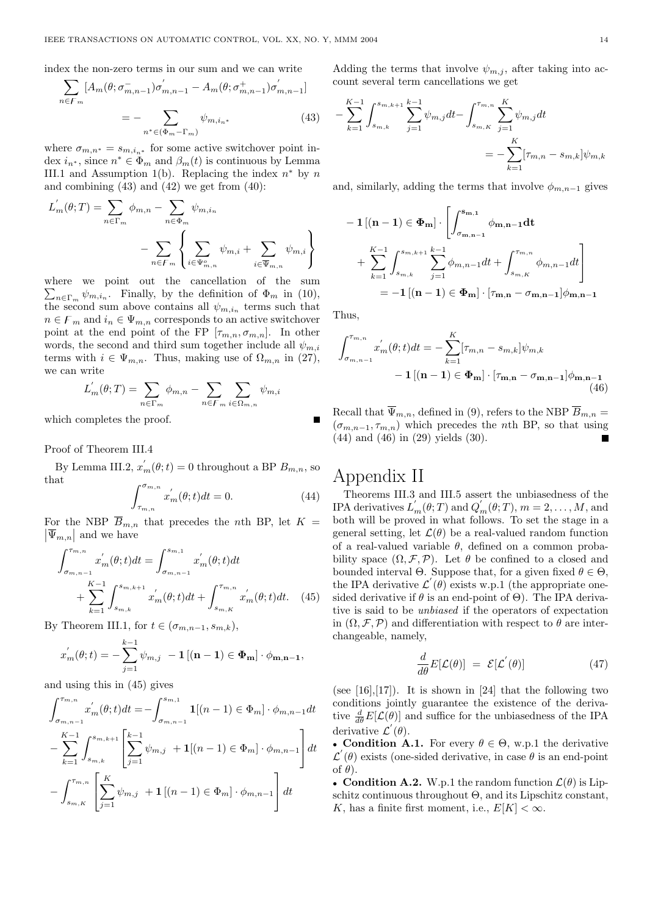index the non-zero terms in our sum and we can write

$$\sum_{n\in F_m}[A_m(\theta;\sigma_{m,n-1}^-)\sigma_{m,n-1}^{'}-A_m(\theta;\sigma_{m,n-1}^+)\sigma_{m,n-1}^{'}] = -\sum_{n^*\in(\Phi_m-\Gamma_m)}\psi_{m,i_{n^*}} \quad (43)$$

where $\sigma_{m,n^*}=s_{m,i_{n^*}}$ for some active switchover point index $i_{n^*}$, since $n^*\in\Phi_m$ and $\beta_m(t)$ is continuous by Lemma III.1 and Assumption 1(b). Replacing the index $n^*$ by $n$ and combining (43) and (42) we get from (40):

$$L_m^{'}(\theta;T)=\sum_{n\in\Gamma_m}\phi_{m,n}-\sum_{n\in\Phi_m}\psi_{m,i_n} - \sum_{n\in F_m}\left\{\sum_{i\in\Psi_{m,n}^o}\psi_{m,i}+\sum_{i\in\overline{\Psi}_{m,n}}\psi_{m,i}\right\}$$

where we point out the cancellation of the sum $\sum_{n\in\Gamma_m}\psi_{m,i_n}$. Finally, by the definition of $\Phi_m$ in (10), the second sum above contains all $\psi_{m,i_n}$ terms such that $n\in F_m$ and $i_n\in\Psi_{m,n}$ corresponds to an active switchover point at the end point of the FP $[\tau_{m,n},\sigma_{m,n}]$. In other words, the second and third sum together include all $\psi_{m,i}$ terms with $i\in\Psi_{m,n}$. Thus, making use of $\Omega_{m,n}$ in (27), we can write

$$L_m^{'}(\theta;T)=\sum_{n\in\Gamma_m}\phi_{m,n}-\sum_{n\in F_m}\sum_{i\in\Omega_{m,n}}\psi_{m,i}$$

which completes the proof. ■

Proof of Theorem III.4

By Lemma III.2, $x_m^{'}(\theta;t)=0$ throughout a BP $B_{m,n}$, so that

$$\int_{\tau_{m,n}}^{\sigma_{m,n}}x_m^{'}(\theta;t)dt=0. \quad (44)$$

For the NBP $\overline{B}_{m,n}$ that precedes the $n$th BP, let $K=\left|\overline{\Psi}_{m,n}\right|$ and we have

$$\int_{\sigma_{m,n-1}}^{\tau_{m,n}}x_m^{'}(\theta;t)dt=\int_{\sigma_{m,n-1}}^{s_{m,1}}x_m^{'}(\theta;t)dt + \sum_{k=1}^{K-1}\int_{s_{m,k}}^{s_{m,k+1}}x_m^{'}(\theta;t)dt+\int_{s_{m,K}}^{\tau_{m,n}}x_m^{'}(\theta;t)dt. \quad (45)$$

By Theorem III.1, for $t\in(\sigma_{m,n-1},s_{m,k})$,

$$x_m^{'}(\theta;t)=-\sum_{j=1}^{k-1}\psi_{m,j}\ -\mathbf{1}\left[(\mathbf{n-1})\in\mathbf{\Phi_m}\right]\cdot\mathbf{\phi_{m,n-1}},$$

and using this in (45) gives

$$\int_{\sigma_{m,n-1}}^{\tau_{m,n}}x_m^{'}(\theta;t)dt=-\int_{\sigma_{m,n-1}}^{s_{m,1}}\mathbf{1}[(n-1)\in\Phi_m]\cdot\phi_{m,n-1}dt - \sum_{k=1}^{K-1}\int_{s_{m,k}}^{s_{m,k+1}}\left[\sum_{j=1}^{k-1}\psi_{m,j}\ +\mathbf{1}[(n-1)\in\Phi_m]\cdot\phi_{m,n-1}\right]dt - \int_{s_{m,K}}^{\tau_{m,n}}\left[\sum_{j=1}^{K}\psi_{m,j}\ +\mathbf{1}\left[(n-1)\in\Phi_m\right]\cdot\phi_{m,n-1}\right]dt$$

Adding the terms that involve $\psi_{m,j}$, after taking into account several term cancellations we get

$$-\sum_{k=1}^{K-1}\int_{s_{m,k}}^{s_{m,k+1}}\sum_{j=1}^{k-1}\psi_{m,j}dt-\int_{s_{m,K}}^{\tau_{m,n}}\sum_{j=1}^{K}\psi_{m,j}dt = -\sum_{k=1}^{K}[\tau_{m,n}-s_{m,k}]\psi_{m,k}$$

and, similarly, adding the terms that involve $\phi_{m,n-1}$ gives

$$-\mathbf{1}\left[(\mathbf{n-1})\in\mathbf{\Phi_m}\right]\cdot\left[\int_{\sigma_{m,n-1}}^{s_{m,1}}\phi_{m,n-1}dt + \sum_{k=1}^{K-1}\int_{s_{m,k}}^{s_{m,k+1}}\sum_{j=1}^{k-1}\phi_{m,n-1}dt+\int_{s_{m,K}}^{\tau_{m,n}}\phi_{m,n-1}dt\right] = -\mathbf{1}\left[(\mathbf{n-1})\in\mathbf{\Phi_m}\right]\cdot[\tau_{\mathbf{m,n}}-\sigma_{\mathbf{m,n-1}}]\phi_{\mathbf{m,n-1}}$$

Thus,

$$\int_{\sigma_{m,n-1}}^{\tau_{m,n}}x_m^{'}(\theta;t)dt=-\sum_{k=1}^{K}[\tau_{m,n}-s_{m,k}]\psi_{m,k} -\mathbf{1}\left[(\mathbf{n-1})\in\mathbf{\Phi_m}\right]\cdot[\tau_{\mathbf{m,n}}-\sigma_{\mathbf{m,n-1}}]\phi_{\mathbf{m,n-1}} \quad (46)$$

Recall that $\overline{\Psi}_{m,n}$, defined in (9), refers to the NBP $\overline{B}_{m,n}=(\sigma_{m,n-1},\tau_{m,n})$ which precedes the $n$th BP, so that using (44) and (46) in (29) yields (30). ■

# Appendix II

Theorems III.3 and III.5 assert the unbiasedness of the IPA derivatives $L_m^{'}(\theta;T)$ and $Q_m^{'}(\theta;T)$, $m=2,\ldots,M$, and both will be proved in what follows. To set the stage in a general setting, let $\mathcal{L}(\theta)$ be a real-valued random function of a real-valued variable $\theta$, defined on a common probability space $(\Omega,\mathcal{F},\mathcal{P})$. Let $\theta$ be confined to a closed and bounded interval $\Theta$. Suppose that, for a given fixed $\theta\in\Theta$, the IPA derivative $\mathcal{L}^{'}(\theta)$ exists w.p.1 (the appropriate one-sided derivative if $\theta$ is an end-point of $\Theta$). The IPA derivative is said to be *unbiased* if the operators of expectation in $(\Omega,\mathcal{F},\mathcal{P})$ and differentiation with respect to $\theta$ are interchangeable, namely,

$$\frac{d}{d\theta}E[\mathcal{L}(\theta)]\ =\ \mathcal{E}[\mathcal{L}^{'}(\theta)] \quad (47)$$

(see [16],[17]). It is shown in [24] that the following two conditions jointly guarantee the existence of the derivative $\frac{d}{d\theta}E[\mathcal{L}(\theta)]$ and suffice for the unbiasedness of the IPA derivative $\mathcal{L}^{'}(\theta)$.

- **Condition A.1.** For every $\theta\in\Theta$, w.p.1 the derivative $\mathcal{L}^{'}(\theta)$ exists (one-sided derivative, in case $\theta$ is an end-point of $\theta$).
- **Condition A.2.** W.p.1 the random function $\mathcal{L}(\theta)$ is Lipschitz continuous throughout $\Theta$, and its Lipschitz constant, $K$, has a finite first moment, i.e., $E[K]<\infty$.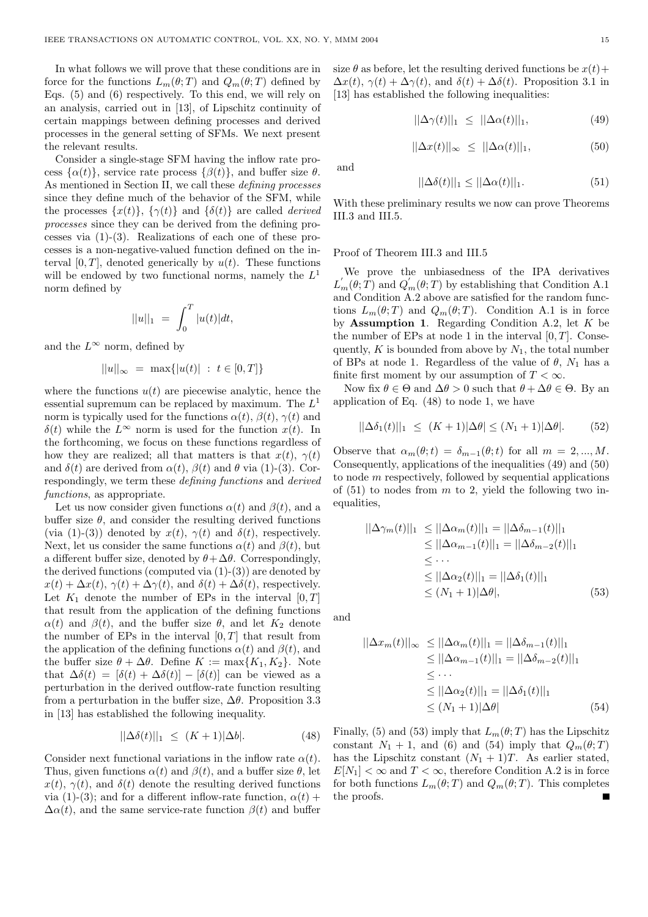In what follows we will prove that these conditions are in force for the functions $L_m(\theta;T)$ and $Q_m(\theta;T)$ defined by Eqs. (5) and (6) respectively. To this end, we will rely on an analysis, carried out in [13], of Lipschitz continuity of certain mappings between defining processes and derived processes in the general setting of SFMs. We next present the relevant results.

Consider a single-stage SFM having the inflow rate process $\{\alpha(t)\}$, service rate process $\{\beta(t)\}$, and buffer size $\theta$. As mentioned in Section II, we call these *defining processes* since they define much of the behavior of the SFM, while the processes $\{x(t)\}$, $\{\gamma(t)\}$ and $\{\delta(t)\}$ are called *derived processes* since they can be derived from the defining processes via (1)-(3). Realizations of each one of these processes is a non-negative-valued function defined on the interval $[0,T]$, denoted generically by $u(t)$. These functions will be endowed by two functional norms, namely the $L^1$ norm defined by

$$||u||_1 \ = \ \int_0^T |u(t)|dt,$$

and the $L^\infty$ norm, defined by

$$||u||_\infty \ = \ \max\{|u(t)| \ : \ t \in [0,T]\}$$

where the functions $u(t)$ are piecewise analytic, hence the essential supremum can be replaced by maximum. The $L^1$ norm is typically used for the functions $\alpha(t)$, $\beta(t)$, $\gamma(t)$ and $\delta(t)$ while the $L^\infty$ norm is used for the function $x(t)$. In the forthcoming, we focus on these functions regardless of how they are realized; all that matters is that $x(t)$, $\gamma(t)$ and $\delta(t)$ are derived from $\alpha(t)$, $\beta(t)$ and $\theta$ via (1)-(3). Correspondingly, we term these *defining functions* and *derived functions*, as appropriate.

Let us now consider given functions $\alpha(t)$ and $\beta(t)$, and a buffer size $\theta$, and consider the resulting derived functions (via (1)-(3)) denoted by $x(t)$, $\gamma(t)$ and $\delta(t)$, respectively. Next, let us consider the same functions $\alpha(t)$ and $\beta(t)$, but a different buffer size, denoted by $\theta+\Delta\theta$. Correspondingly, the derived functions (computed via (1)-(3)) are denoted by $x(t)+\Delta x(t)$, $\gamma(t)+\Delta\gamma(t)$, and $\delta(t)+\Delta\delta(t)$, respectively. Let $K_1$ denote the number of EPs in the interval $[0,T]$ that result from the application of the defining functions $\alpha(t)$ and $\beta(t)$, and the buffer size $\theta$, and let $K_2$ denote the number of EPs in the interval $[0,T]$ that result from the application of the defining functions $\alpha(t)$ and $\beta(t)$, and the buffer size $\theta+\Delta\theta$. Define $K := \max\{K_1, K_2\}$. Note that $\Delta\delta(t) = [\delta(t)+\Delta\delta(t)] - [\delta(t)]$ can be viewed as a perturbation in the derived outflow-rate function resulting from a perturbation in the buffer size, $\Delta\theta$. Proposition 3.3 in [13] has established the following inequality.

$$||\Delta\delta(t)||_1 \ \leq \ (K+1)|\Delta b|. \tag{48}$$

Consider next functional variations in the inflow rate $\alpha(t)$. Thus, given functions $\alpha(t)$ and $\beta(t)$, and a buffer size $\theta$, let $x(t)$, $\gamma(t)$, and $\delta(t)$ denote the resulting derived functions via (1)-(3); and for a different inflow-rate function, $\alpha(t)+\Delta\alpha(t)$, and the same service-rate function $\beta(t)$ and buffer size $\theta$ as before, let the resulting derived functions be $x(t)+\Delta x(t)$, $\gamma(t)+\Delta\gamma(t)$, and $\delta(t)+\Delta\delta(t)$. Proposition 3.1 in [13] has established the following inequalities:

$$||\Delta\gamma(t)||_1 \ \leq \ ||\Delta\alpha(t)||_1, \tag{49}$$

$$||\Delta x(t)||_\infty \ \leq \ ||\Delta\alpha(t)||_1, \tag{50}$$

and

$$||\Delta\delta(t)||_1 \leq ||\Delta\alpha(t)||_1. \tag{51}$$

With these preliminary results we now can prove Theorems III.3 and III.5.

Proof of Theorem III.3 and III.5

We prove the unbiasedness of the IPA derivatives $L_m^{'}(\theta;T)$ and $Q_m^{'}(\theta;T)$ by establishing that Condition A.1 and Condition A.2 above are satisfied for the random functions $L_m(\theta;T)$ and $Q_m(\theta;T)$. Condition A.1 is in force by **Assumption 1**. Regarding Condition A.2, let $K$ be the number of EPs at node 1 in the interval $[0,T]$. Consequently, $K$ is bounded from above by $N_1$, the total number of BPs at node 1. Regardless of the value of $\theta$, $N_1$ has a finite first moment by our assumption of $T<\infty$.

Now fix $\theta \in \Theta$ and $\Delta\theta > 0$ such that $\theta+\Delta\theta \in \Theta$. By an application of Eq. (48) to node 1, we have

$$||\Delta\delta_1(t)||_1 \ \leq \ (K+1)|\Delta\theta| \leq (N_1+1)|\Delta\theta|. \tag{52}$$

Observe that $\alpha_m(\theta;t) = \delta_{m-1}(\theta;t)$ for all $m = 2,...,M$. Consequently, applications of the inequalities (49) and (50) to node $m$ respectively, followed by sequential applications of (51) to nodes from $m$ to 2, yield the following two inequalities,

$$\begin{aligned}
||\Delta\gamma_m(t)||_1 &\leq ||\Delta\alpha_m(t)||_1 = ||\Delta\delta_{m-1}(t)||_1 \\
&\leq ||\Delta\alpha_{m-1}(t)||_1 = ||\Delta\delta_{m-2}(t)||_1 \\
&\leq \cdots \\
&\leq ||\Delta\alpha_2(t)||_1 = ||\Delta\delta_1(t)||_1 \\
&\leq (N_1+1)|\Delta\theta|,
\end{aligned} \tag{53}$$

and

$$\begin{aligned}
||\Delta x_m(t)||_\infty &\leq ||\Delta\alpha_m(t)||_1 = ||\Delta\delta_{m-1}(t)||_1 \\
&\leq ||\Delta\alpha_{m-1}(t)||_1 = ||\Delta\delta_{m-2}(t)||_1 \\
&\leq \cdots \\
&\leq ||\Delta\alpha_2(t)||_1 = ||\Delta\delta_1(t)||_1 \\
&\leq (N_1+1)|\Delta\theta|
\end{aligned} \tag{54}$$

Finally, (5) and (53) imply that $L_m(\theta;T)$ has the Lipschitz constant $N_1+1$, and (6) and (54) imply that $Q_m(\theta;T)$ has the Lipschitz constant $(N_1+1)T$. As earlier stated, $E[N_1]<\infty$ and $T<\infty$, therefore Condition A.2 is in force for both functions $L_m(\theta;T)$ and $Q_m(\theta;T)$. This completes the proofs. ∎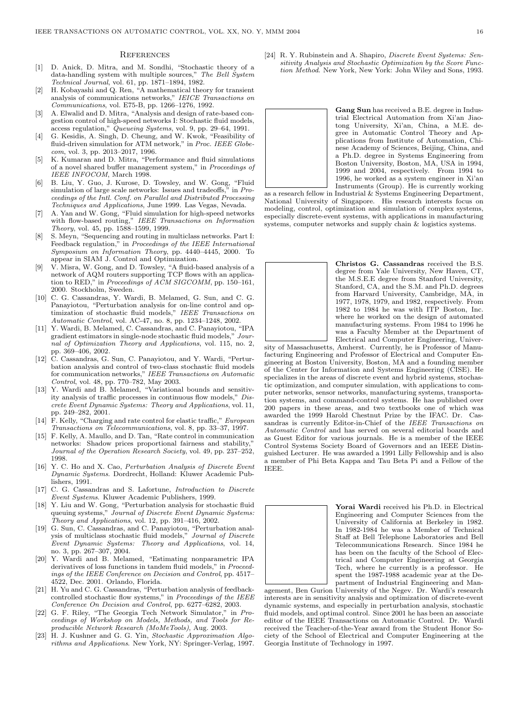## References

[1] D. Anick, D. Mitra, and M. Sondhi, "Stochastic theory of a data-handling system with multiple sources," *The Bell System Technical Journal*, vol. 61, pp. 1871–1894, 1982.

[2] H. Kobayashi and Q. Ren, "A mathematical theory for transient analysis of communications networks," *IEICE Transactions on Communications*, vol. E75-B, pp. 1266–1276, 1992.

[3] A. Elwalid and D. Mitra, "Analysis and design of rate-based congestion control of high-speed networks I: Stochastic fluid models, access regulation," *Queueing Systems*, vol. 9, pp. 29–64, 1991.

[4] G. Kesidis, A. Singh, D. Cheung, and W. Kwok, "Feasibility of fluid-driven simulation for ATM network," in *Proc. IEEE Globecom*, vol. 3, pp. 2013–2017, 1996.

[5] K. Kumaran and D. Mitra, "Performance and fluid simulations of a novel shared buffer management system," in *Proceedings of IEEE INFOCOM*, March 1998.

[6] B. Liu, Y. Guo, J. Kurose, D. Towsley, and W. Gong, "Fluid simulation of large scale networks: Issues and tradeoffs," in *Proceedings of the Intl. Conf. on Parallel and Distributed Processing Techniques and Applications*, June 1999. Las Vegas, Nevada.

[7] A. Yan and W. Gong, "Fluid simulation for high-speed networks with flow-based routing," *IEEE Transactions on Information Theory*, vol. 45, pp. 1588–1599, 1999.

[8] S. Meyn, "Sequencing and routing in multiclass networks. Part I: Feedback regulation," in *Proceedings of the IEEE International Symposium on Information Theory*, pp. 4440–4445, 2000. To appear in SIAM J. Control and Optimization.

[9] V. Misra, W. Gong, and D. Towsley, "A fluid-based analysis of a network of AQM routers supporting TCP flows with an application to RED," in *Proceedings of ACM SIGCOMM*, pp. 150–161, 2000. Stockholm, Sweden.

[10] C. G. Cassandras, Y. Wardi, B. Melamed, G. Sun, and C. G. Panayiotou, "Perturbation analysis for on-line control and optimization of stochastic fluid models," *IEEE Transactions on Automatic Control*, vol. AC-47, no. 8, pp. 1234–1248, 2002.

[11] Y. Wardi, B. Melamed, C. Cassandras, and C. Panayiotou, "IPA gradient estimators in single-node stochastic fluid models," *Journal of Optimization Theory and Applications*, vol. 115, no. 2, pp. 369–406, 2002.

[12] C. Cassandras, G. Sun, C. Panayiotou, and Y. Wardi, "Perturbation analysis and control of two-class stochastic fluid models for communication networks," *IEEE Transactions on Automatic Control*, vol. 48, pp. 770–782, May 2003.

[13] Y. Wardi and B. Melamed, "Variational bounds and sensitivity analysis of traffic processes in continuous flow models," *Discrete Event Dynamic Systems: Theory and Applications*, vol. 11, pp. 249–282, 2001.

[14] F. Kelly, "Charging and rate control for elastic traffic," *European Transactions on Telecommunications*, vol. 8, pp. 33–37, 1997.

[15] F. Kelly, A. Maullo, and D. Tan, "Rate control in communication networks: Shadow prices proportional fairness and stability," *Journal of the Operation Research Society*, vol. 49, pp. 237–252, 1998.

[16] Y. C. Ho and X. Cao, *Perturbation Analysis of Discrete Event Dynamic Systems*. Dordrecht, Holland: Kluwer Academic Publishers, 1991.

[17] C. G. Cassandras and S. Lafortune, *Introduction to Discrete Event Systems*. Kluwer Academic Publishers, 1999.

[18] Y. Liu and W. Gong, "Perturbation analysis for stochastic fluid queuing systems," *Journal of Discrete Event Dynamic Systems: Theory and Applications*, vol. 12, pp. 391–416, 2002.

[19] G. Sun, C. Cassandras, and C. Panayiotou, "Perturbation analysis of multiclass stochastic fluid models," *Journal of Discrete Event Dynamic Systems: Theory and Applications*, vol. 14, no. 3, pp. 267–307, 2004.

[20] Y. Wardi and B. Melamed, "Estimating nonparametric IPA derivatives of loss functions in tandem fluid models," in *Proceedings of the IEEE Conference on Decision and Control*, pp. 4517–4522, Dec. 2001. Orlando, Florida.

[21] H. Yu and C. G. Cassandras, "Perturbation analysis of feedback-controlled stochastic flow systems," in *Proceedings of the IEEE Conference On Decision and Control*, pp. 6277–6282, 2003.

[22] G. F. Riley, "The Georgia Tech Network Simulator," in *Proceedings of Workshop on Models, Methods, and Tools for Reproducible Network Research (MoMeTools)*, Aug. 2003.

[23] H. J. Kushner and G. G. Yin, *Stochastic Approximation Algorithms and Applications*. New York, NY: Springer-Verlag, 1997.

[24] R. Y. Rubinstein and A. Shapiro, *Discrete Event Systems: Sensitivity Analysis and Stochastic Optimization by the Score Function Method*. New York, New York: John Wiley and Sons, 1993.

**Gang Sun** has received a B.E. degree in Industrial Electrical Automation from Xi'an Jiaotong University, Xi'an, China, a M.E. degree in Automatic Control Theory and Applications from Institute of Automation, Chinese Academy of Sciences, Beijing, China, and a Ph.D. degree in Systems Engineering from Boston University, Boston, MA, USA in 1994, 1999 and 2004, respectively. From 1994 to 1996, he worked as a system engineer in Xi'an Instruments (Group). He is currently working as a research fellow in Industrial & Systems Engineering Department, National University of Singapore. His research interests focus on modeling, control, optimization and simulation of complex systems, especially discrete-event systems, with applications in manufacturing systems, computer networks and supply chain & logistics systems.

**Christos G. Cassandras** received the B.S. degree from Yale University, New Haven, CT, the M.S.E.E degree from Stanford University, Stanford, CA, and the S.M. and Ph.D. degrees from Harvard University, Cambridge, MA, in 1977, 1978, 1979, and 1982, respectively. From 1982 to 1984 he was with ITP Boston, Inc. where he worked on the design of automated manufacturing systems. From 1984 to 1996 he was a Faculty Member at the Department of Electrical and Computer Engineering, University of Massachusetts, Amherst. Currently, he is Professor of Manufacturing Engineering and Professor of Electrical and Computer Engineering at Boston University, Boston, MA and a founding member of the Center for Information and Systems Engineering (CISE). He specializes in the areas of discrete event and hybrid systems, stochastic optimization, and computer simulation, with applications to computer networks, sensor networks, manufacturing systems, transportation systems, and command-control systems. He has published over 200 papers in these areas, and two textbooks one of which was awarded the 1999 Harold Chestnut Prize by the IFAC. Dr. Cassandras is currently Editor-in-Chief of the *IEEE Transactions on Automatic Control* and has served on several editorial boards and as Guest Editor for various journals. He is a member of the IEEE Control Systems Society Board of Governors and an IEEE Distinguished Lecturer. He was awarded a 1991 Lilly Fellowship and is also a member of Phi Beta Kappa and Tau Beta Pi and a Fellow of the IEEE.

**Yorai Wardi** received his Ph.D. in Electrical Engineering and Computer Sciences from the University of California at Berkeley in 1982. In 1982-1984 he was a Member of Technical Staff at Bell Telephone Laboratories and Bell Telecommunications Research. Since 1984 he has been on the faculty of the School of Electrical and Computer Engineering at Georgia Tech, where he currently is a professor. He spent the 1987-1988 academic year at the Department of Industrial Engineering and Management, Ben Gurion University of the Negev. Dr. Wardi's research interests are in sensitivity analysis and optimization of discrete-event dynamic systems, and especially in perturbation analysis, stochastic fluid models, and optimal control. Since 2001 he has been an associate editor of the IEEE Transactions on Automatic Control. Dr. Wardi received the Teacher-of-the-Year award from the Student Honor Society of the School of Electrical and Computer Engineering at the Georgia Institute of Technology in 1997.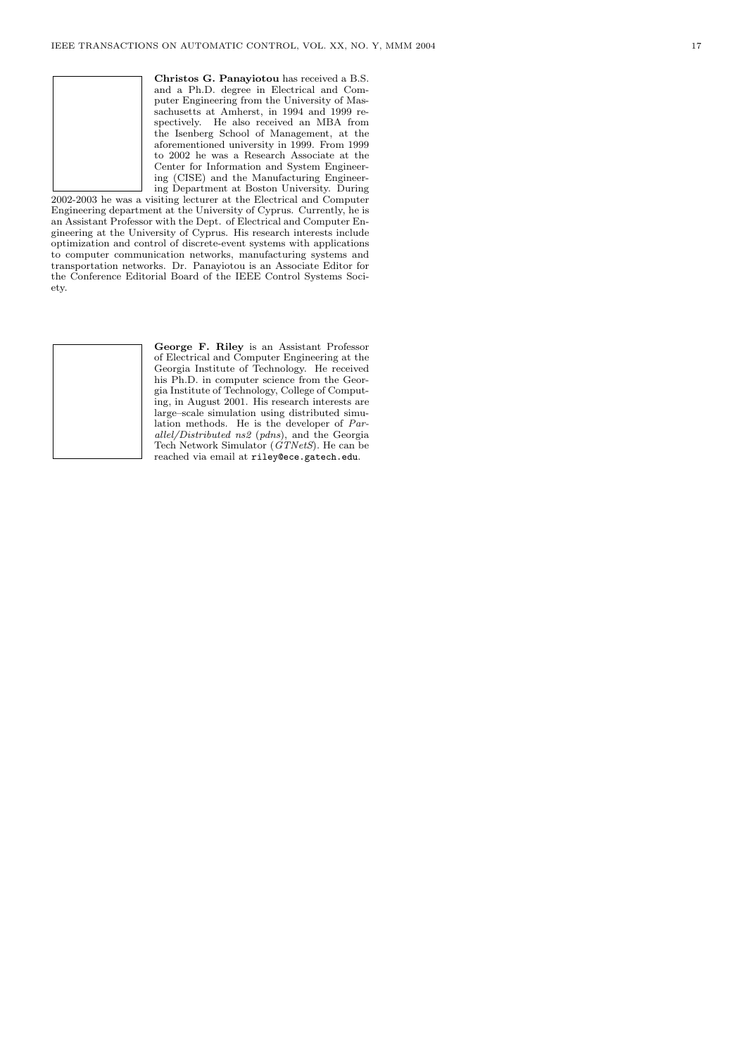**Christos G. Panayiotou** has received a B.S. and a Ph.D. degree in Electrical and Computer Engineering from the University of Massachusetts at Amherst, in 1994 and 1999 respectively. He also received an MBA from the Isenberg School of Management, at the aforementioned university in 1999. From 1999 to 2002 he was a Research Associate at the Center for Information and System Engineering (CISE) and the Manufacturing Engineering Department at Boston University. During 2002-2003 he was a visiting lecturer at the Electrical and Computer Engineering department at the University of Cyprus. Currently, he is an Assistant Professor with the Dept. of Electrical and Computer Engineering at the University of Cyprus. His research interests include optimization and control of discrete-event systems with applications to computer communication networks, manufacturing systems and transportation networks. Dr. Panayiotou is an Associate Editor for the Conference Editorial Board of the IEEE Control Systems Society.

**George F. Riley** is an Assistant Professor of Electrical and Computer Engineering at the Georgia Institute of Technology. He received his Ph.D. in computer science from the Georgia Institute of Technology, College of Computing, in August 2001. His research interests are large–scale simulation using distributed simulation methods. He is the developer of *Parallel/Distributed ns2* (*pdns*), and the Georgia Tech Network Simulator (*GTNetS*). He can be reached via email at riley@ece.gatech.edu.